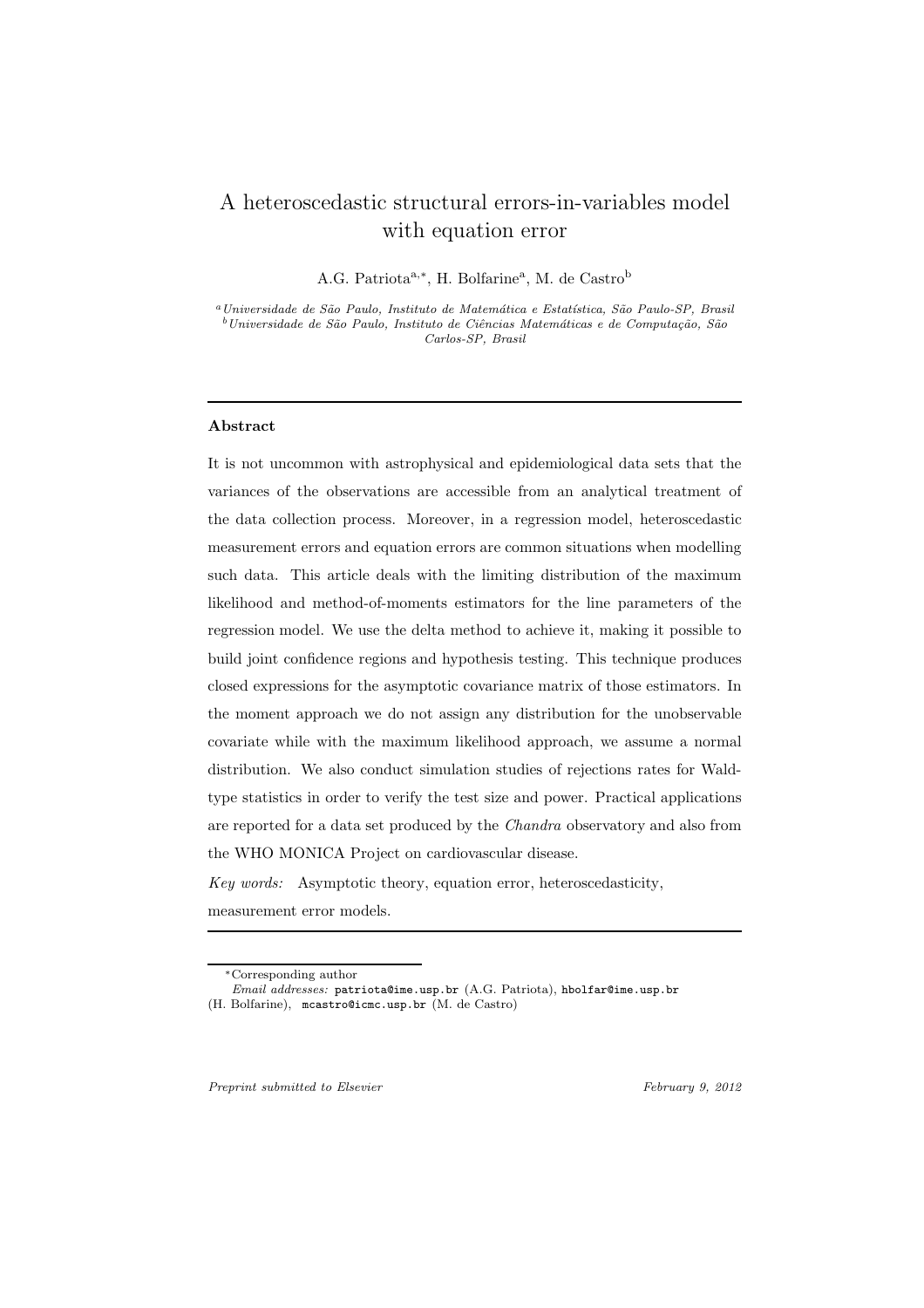# A heteroscedastic structural errors-in-variables model with equation error

A.G. Patriota[a,*], H. Bolfarine[a], M. de Castro[b]

[a] *Universidade de São Paulo, Instituto de Matemática e Estatística, São Paulo-SP, Brasil*
[b] *Universidade de São Paulo, Instituto de Ciências Matemáticas e de Computação, São Carlos-SP, Brasil*

---

**Abstract**

It is not uncommon with astrophysical and epidemiological data sets that the variances of the observations are accessible from an analytical treatment of the data collection process. Moreover, in a regression model, heteroscedastic measurement errors and equation errors are common situations when modelling such data. This article deals with the limiting distribution of the maximum likelihood and method-of-moments estimators for the line parameters of the regression model. We use the delta method to achieve it, making it possible to build joint confidence regions and hypothesis testing. This technique produces closed expressions for the asymptotic covariance matrix of those estimators. In the moment approach we do not assign any distribution for the unobservable covariate while with the maximum likelihood approach, we assume a normal distribution. We also conduct simulation studies of rejections rates for Wald-type statistics in order to verify the test size and power. Practical applications are reported for a data set produced by the *Chandra* observatory and also from the WHO MONICA Project on cardiovascular disease.

*Key words:* Asymptotic theory, equation error, heteroscedasticity, measurement error models.

---

*Corresponding author
*Email addresses:* patriota@ime.usp.br (A.G. Patriota), hbolfar@ime.usp.br (H. Bolfarine), mcastro@icmc.usp.br (M. de Castro)

*Preprint submitted to Elsevier* *February 9, 2012*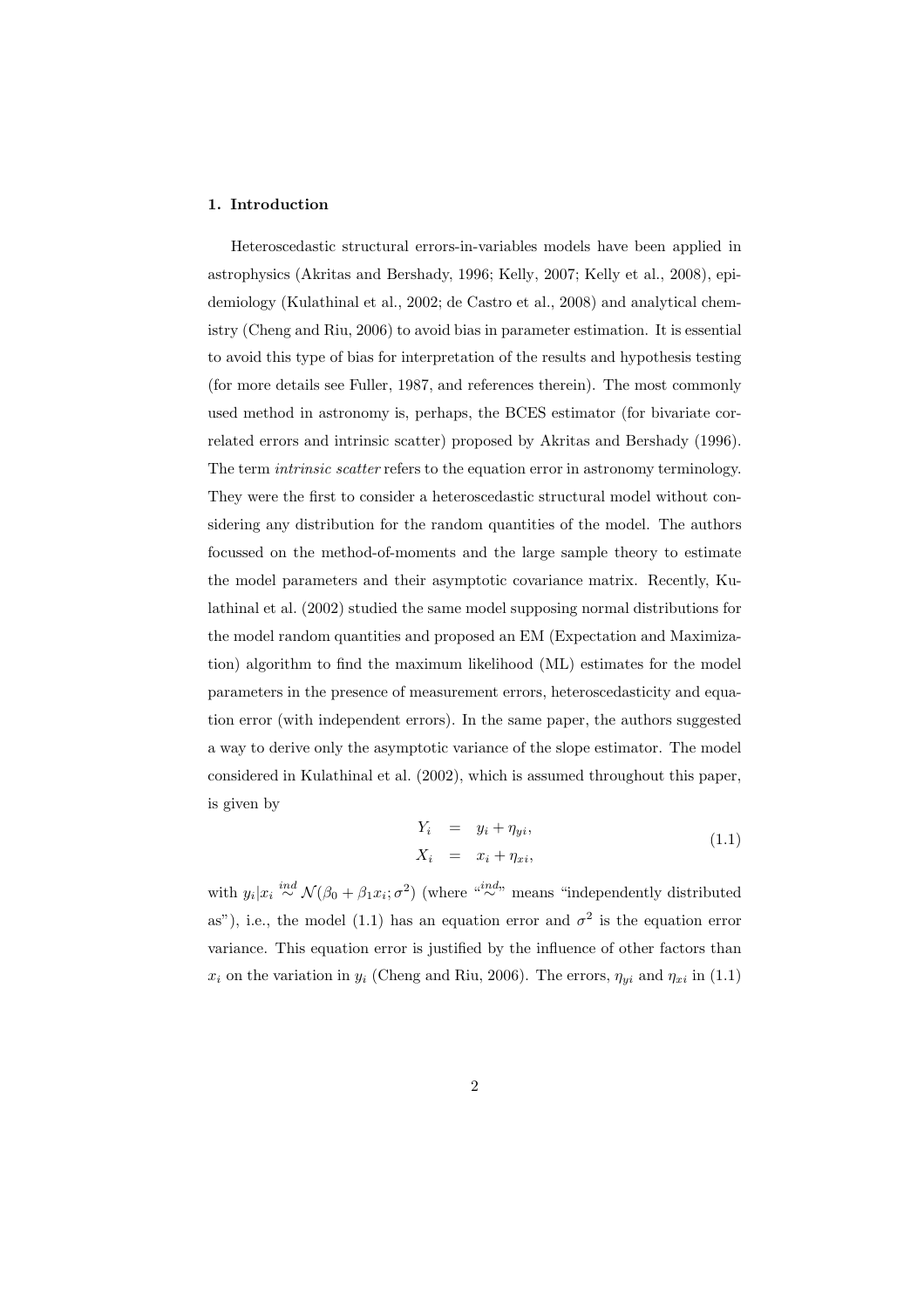## 1. Introduction

Heteroscedastic structural errors-in-variables models have been applied in astrophysics (Akritas and Bershady, 1996; Kelly, 2007; Kelly et al., 2008), epidemiology (Kulathinal et al., 2002; de Castro et al., 2008) and analytical chemistry (Cheng and Riu, 2006) to avoid bias in parameter estimation. It is essential to avoid this type of bias for interpretation of the results and hypothesis testing (for more details see Fuller, 1987, and references therein). The most commonly used method in astronomy is, perhaps, the BCES estimator (for bivariate correlated errors and intrinsic scatter) proposed by Akritas and Bershady (1996). The term *intrinsic scatter* refers to the equation error in astronomy terminology. They were the first to consider a heteroscedastic structural model without considering any distribution for the random quantities of the model. The authors focussed on the method-of-moments and the large sample theory to estimate the model parameters and their asymptotic covariance matrix. Recently, Kulathinal et al. (2002) studied the same model supposing normal distributions for the model random quantities and proposed an EM (Expectation and Maximization) algorithm to find the maximum likelihood (ML) estimates for the model parameters in the presence of measurement errors, heteroscedasticity and equation error (with independent errors). In the same paper, the authors suggested a way to derive only the asymptotic variance of the slope estimator. The model considered in Kulathinal et al. (2002), which is assumed throughout this paper, is given by

$$
\begin{aligned}
Y_i &= y_i + \eta_{yi}, \\
X_i &= x_i + \eta_{xi},
\end{aligned}
\tag{1.1}
$$

with $y_i|x_i \overset{ind}{\sim} \mathcal{N}(\beta_0 + \beta_1 x_i; \sigma^2)$ (where "$\overset{ind}{\sim}$" means "independently distributed as"), i.e., the model (1.1) has an equation error and $\sigma^2$ is the equation error variance. This equation error is justified by the influence of other factors than $x_i$ on the variation in $y_i$ (Cheng and Riu, 2006). The errors, $\eta_{yi}$ and $\eta_{xi}$ in (1.1)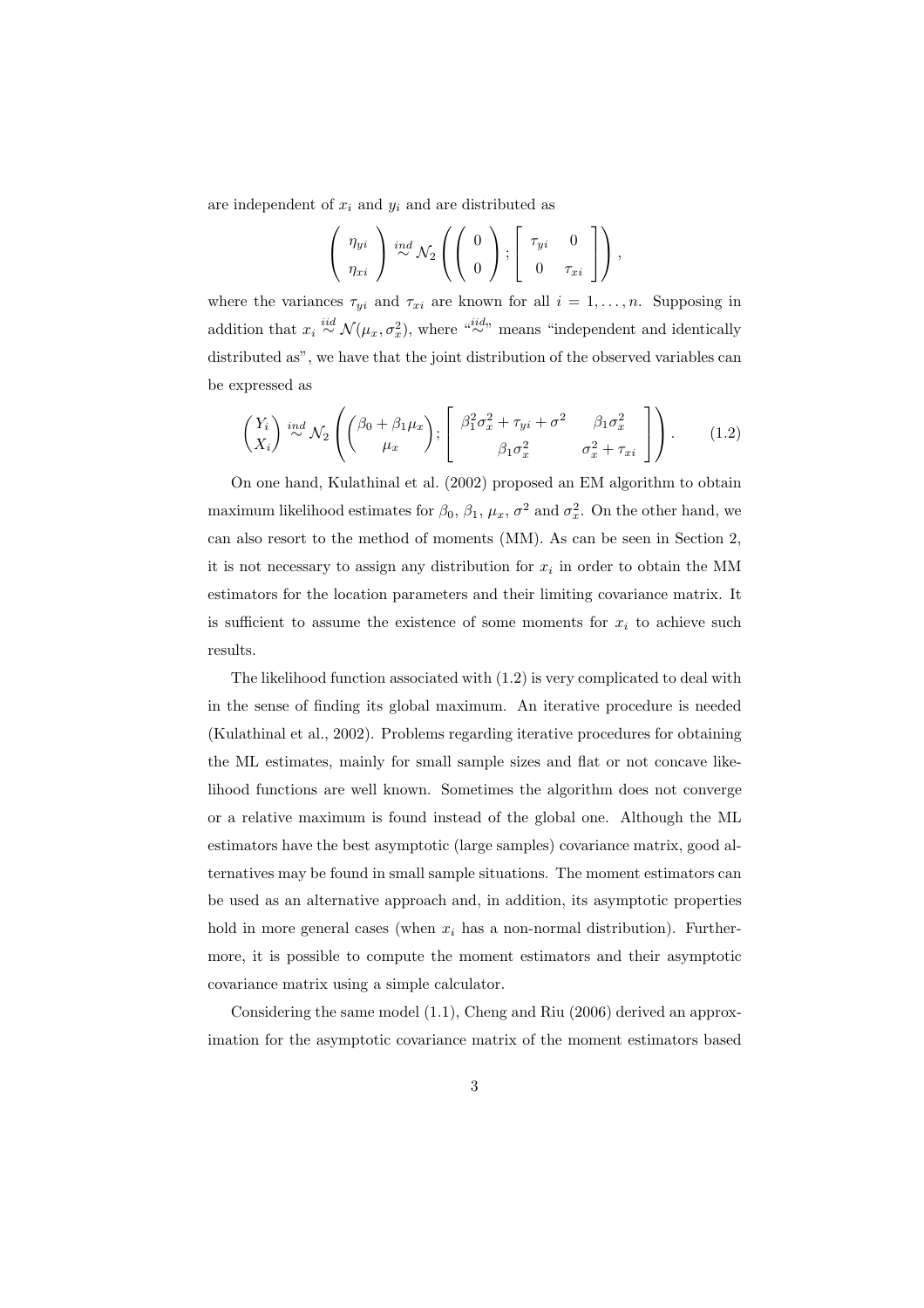are independent of $x_i$ and $y_i$ and are distributed as

$$\left( \begin{array}{c} \eta_{yi} \\ \eta_{xi} \end{array} \right) \overset{ind}{\sim} \mathcal{N}_2 \left( \left( \begin{array}{c} 0 \\ 0 \end{array} \right); \left[ \begin{array}{cc} \tau_{yi} & 0 \\ 0 & \tau_{xi} \end{array} \right] \right),$$

where the variances $\tau_{yi}$ and $\tau_{xi}$ are known for all $i = 1, \ldots, n$. Supposing in addition that $x_i \overset{iid}{\sim} \mathcal{N}(\mu_x, \sigma_x^2)$, where "$\overset{iid}{\sim}$" means "independent and identically distributed as", we have that the joint distribution of the observed variables can be expressed as

$$\begin{pmatrix} Y_i \\ X_i \end{pmatrix} \overset{ind}{\sim} \mathcal{N}_2 \left( \begin{pmatrix} \beta_0 + \beta_1 \mu_x \\ \mu_x \end{pmatrix}; \left[ \begin{array}{cc} \beta_1^2 \sigma_x^2 + \tau_{yi} + \sigma^2 & \beta_1 \sigma_x^2 \\ \beta_1 \sigma_x^2 & \sigma_x^2 + \tau_{xi} \end{array} \right] \right). \tag{1.2}$$

On one hand, Kulathinal et al. (2002) proposed an EM algorithm to obtain maximum likelihood estimates for $\beta_0$, $\beta_1$, $\mu_x$, $\sigma^2$ and $\sigma_x^2$. On the other hand, we can also resort to the method of moments (MM). As can be seen in Section 2, it is not necessary to assign any distribution for $x_i$ in order to obtain the MM estimators for the location parameters and their limiting covariance matrix. It is sufficient to assume the existence of some moments for $x_i$ to achieve such results.

The likelihood function associated with (1.2) is very complicated to deal with in the sense of finding its global maximum. An iterative procedure is needed (Kulathinal et al., 2002). Problems regarding iterative procedures for obtaining the ML estimates, mainly for small sample sizes and flat or not concave likelihood functions are well known. Sometimes the algorithm does not converge or a relative maximum is found instead of the global one. Although the ML estimators have the best asymptotic (large samples) covariance matrix, good alternatives may be found in small sample situations. The moment estimators can be used as an alternative approach and, in addition, its asymptotic properties hold in more general cases (when $x_i$ has a non-normal distribution). Furthermore, it is possible to compute the moment estimators and their asymptotic covariance matrix using a simple calculator.

Considering the same model (1.1), Cheng and Riu (2006) derived an approximation for the asymptotic covariance matrix of the moment estimators based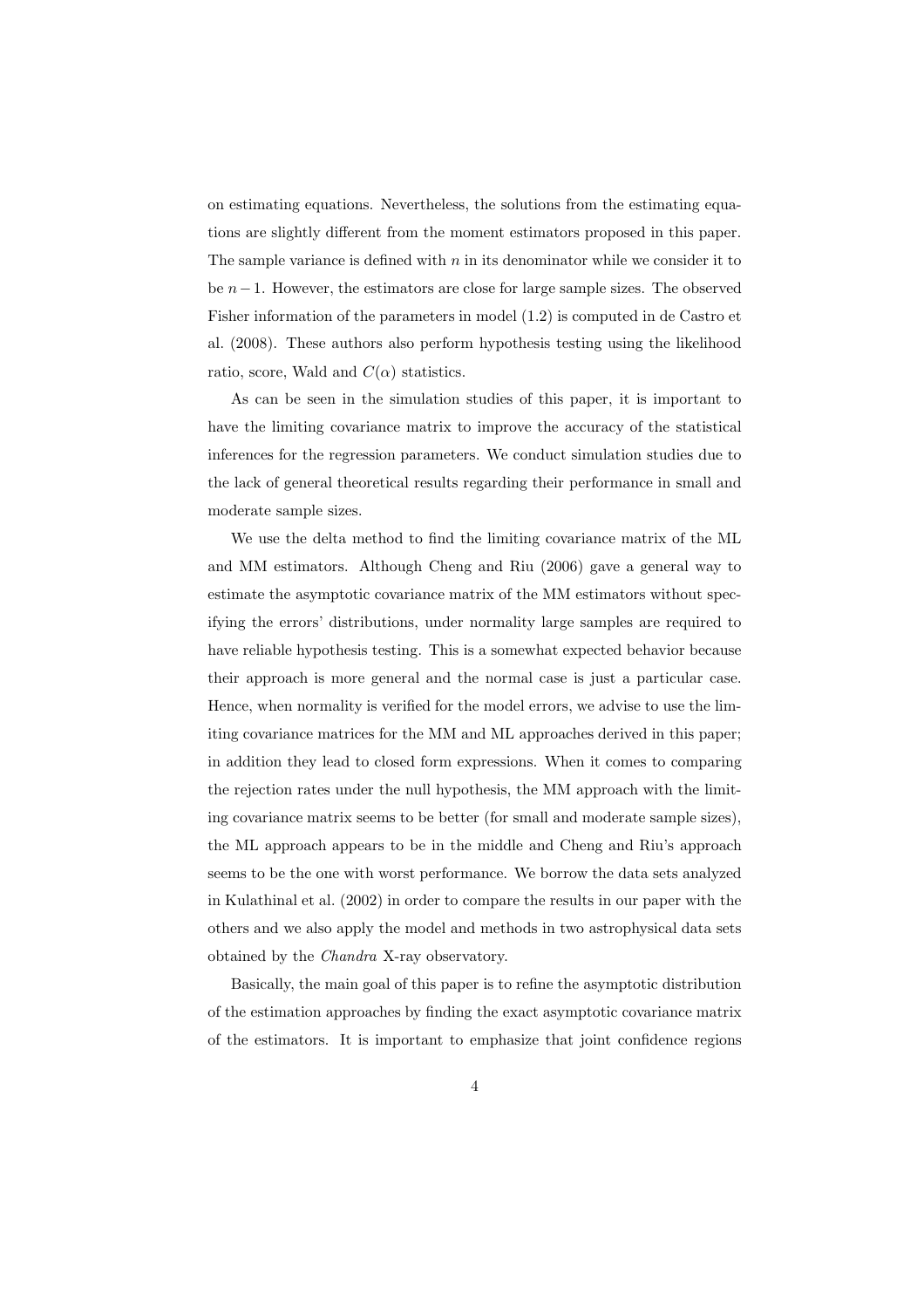on estimating equations. Nevertheless, the solutions from the estimating equations are slightly different from the moment estimators proposed in this paper. The sample variance is defined with $n$ in its denominator while we consider it to be $n-1$. However, the estimators are close for large sample sizes. The observed Fisher information of the parameters in model (1.2) is computed in de Castro et al. (2008). These authors also perform hypothesis testing using the likelihood ratio, score, Wald and $C(\alpha)$ statistics.

As can be seen in the simulation studies of this paper, it is important to have the limiting covariance matrix to improve the accuracy of the statistical inferences for the regression parameters. We conduct simulation studies due to the lack of general theoretical results regarding their performance in small and moderate sample sizes.

We use the delta method to find the limiting covariance matrix of the ML and MM estimators. Although Cheng and Riu (2006) gave a general way to estimate the asymptotic covariance matrix of the MM estimators without specifying the errors' distributions, under normality large samples are required to have reliable hypothesis testing. This is a somewhat expected behavior because their approach is more general and the normal case is just a particular case. Hence, when normality is verified for the model errors, we advise to use the limiting covariance matrices for the MM and ML approaches derived in this paper; in addition they lead to closed form expressions. When it comes to comparing the rejection rates under the null hypothesis, the MM approach with the limiting covariance matrix seems to be better (for small and moderate sample sizes), the ML approach appears to be in the middle and Cheng and Riu's approach seems to be the one with worst performance. We borrow the data sets analyzed in Kulathinal et al. (2002) in order to compare the results in our paper with the others and we also apply the model and methods in two astrophysical data sets obtained by the *Chandra* X-ray observatory.

Basically, the main goal of this paper is to refine the asymptotic distribution of the estimation approaches by finding the exact asymptotic covariance matrix of the estimators. It is important to emphasize that joint confidence regions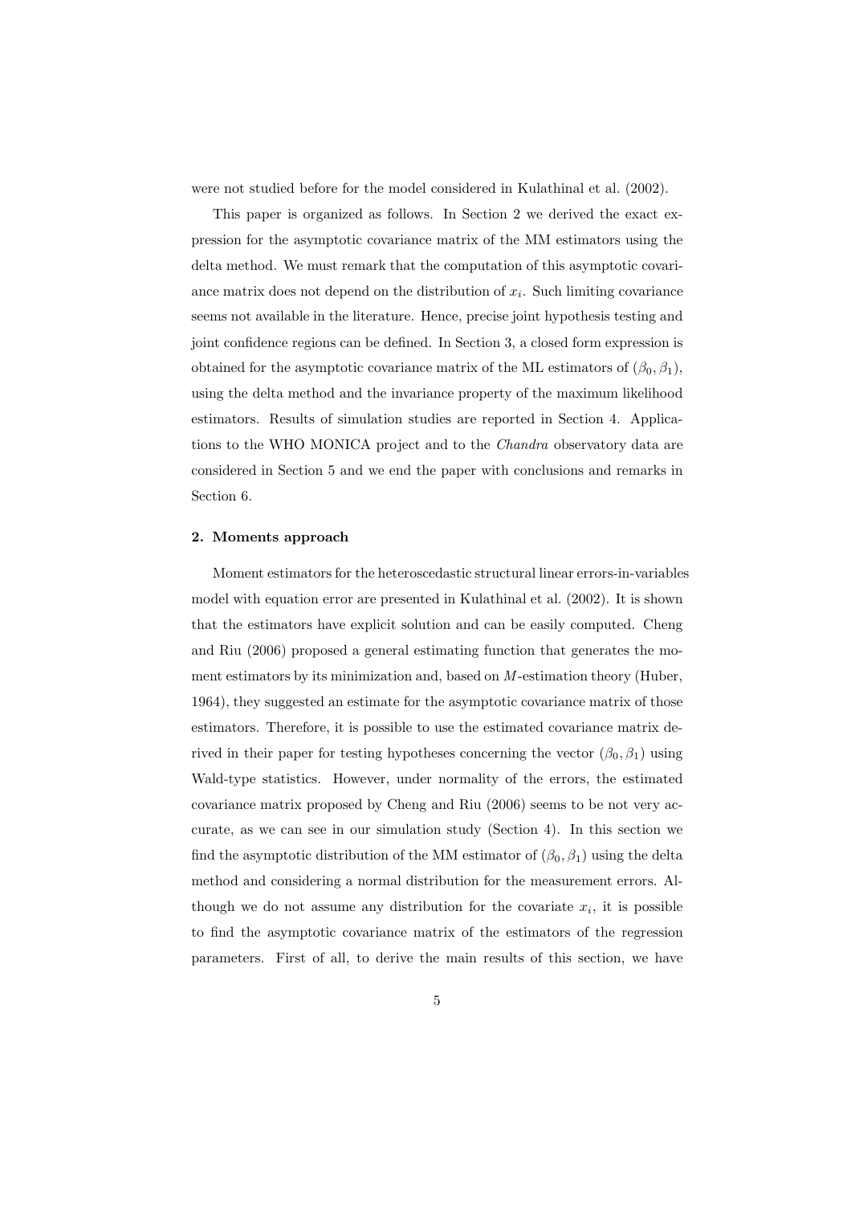were not studied before for the model considered in Kulathinal et al. (2002).

This paper is organized as follows. In Section 2 we derived the exact expression for the asymptotic covariance matrix of the MM estimators using the delta method. We must remark that the computation of this asymptotic covariance matrix does not depend on the distribution of $x_i$. Such limiting covariance seems not available in the literature. Hence, precise joint hypothesis testing and joint confidence regions can be defined. In Section 3, a closed form expression is obtained for the asymptotic covariance matrix of the ML estimators of $(\beta_0, \beta_1)$, using the delta method and the invariance property of the maximum likelihood estimators. Results of simulation studies are reported in Section 4. Applications to the WHO MONICA project and to the *Chandra* observatory data are considered in Section 5 and we end the paper with conclusions and remarks in Section 6.

## 2. Moments approach

Moment estimators for the heteroscedastic structural linear errors-in-variables model with equation error are presented in Kulathinal et al. (2002). It is shown that the estimators have explicit solution and can be easily computed. Cheng and Riu (2006) proposed a general estimating function that generates the moment estimators by its minimization and, based on $M$-estimation theory (Huber, 1964), they suggested an estimate for the asymptotic covariance matrix of those estimators. Therefore, it is possible to use the estimated covariance matrix derived in their paper for testing hypotheses concerning the vector $(\beta_0, \beta_1)$ using Wald-type statistics. However, under normality of the errors, the estimated covariance matrix proposed by Cheng and Riu (2006) seems to be not very accurate, as we can see in our simulation study (Section 4). In this section we find the asymptotic distribution of the MM estimator of $(\beta_0, \beta_1)$ using the delta method and considering a normal distribution for the measurement errors. Although we do not assume any distribution for the covariate $x_i$, it is possible to find the asymptotic covariance matrix of the estimators of the regression parameters. First of all, to derive the main results of this section, we have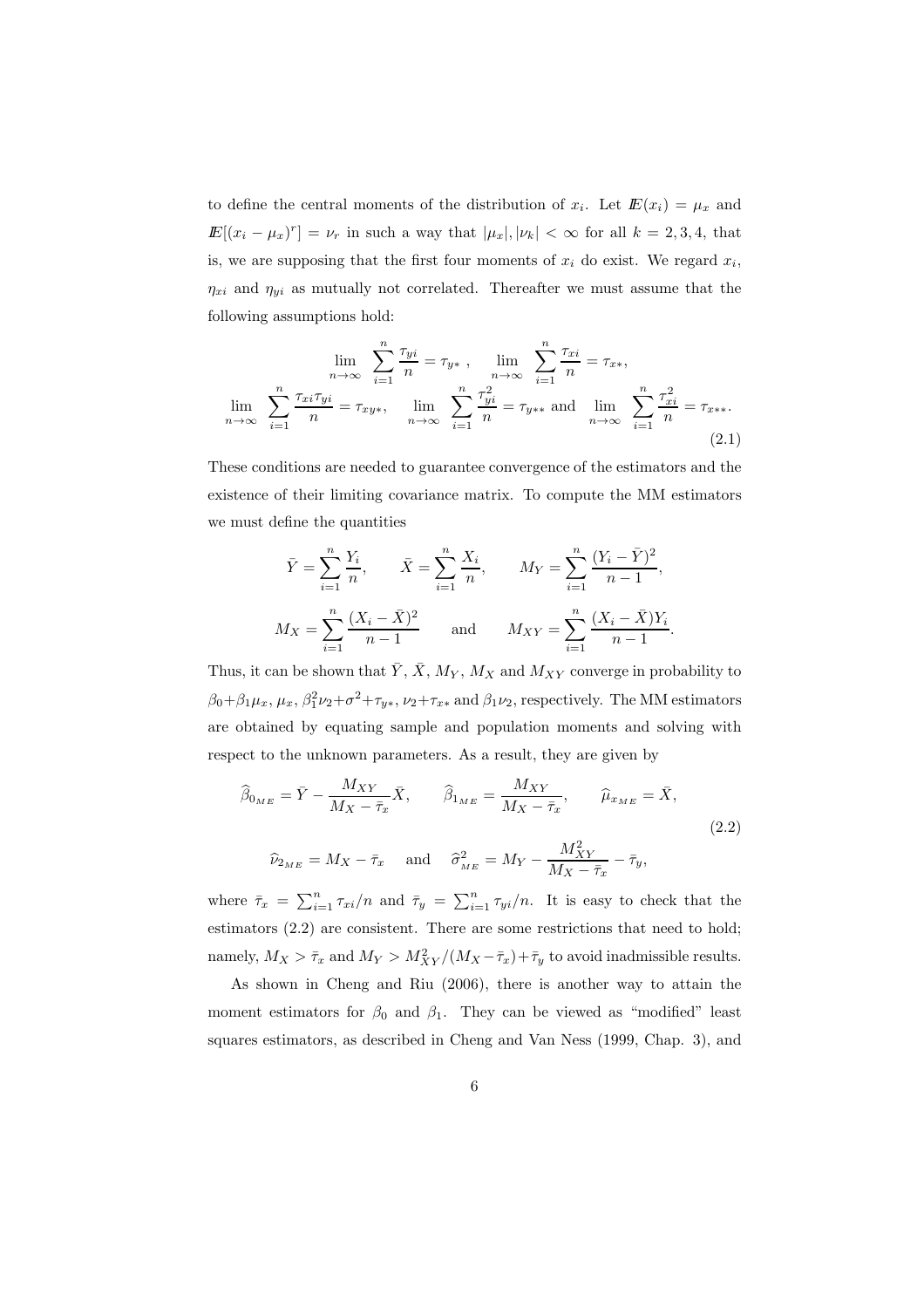to define the central moments of the distribution of $x_i$. Let $\mathbb{E}(x_i) = \mu_x$ and $\mathbb{E}[(x_i - \mu_x)^r] = \nu_r$ in such a way that $|\mu_x|, |\nu_k| < \infty$ for all $k = 2, 3, 4$, that is, we are supposing that the first four moments of $x_i$ do exist. We regard $x_i$, $\eta_{xi}$ and $\eta_{yi}$ as mutually not correlated. Thereafter we must assume that the following assumptions hold:

$$
\lim_{n\to\infty} \sum_{i=1}^{n} \frac{\tau_{yi}}{n} = \tau_{y*}\ , \quad \lim_{n\to\infty} \sum_{i=1}^{n} \frac{\tau_{xi}}{n} = \tau_{x*},
$$

$$
\lim_{n\to\infty} \sum_{i=1}^{n} \frac{\tau_{xi}\tau_{yi}}{n} = \tau_{xy*}, \quad \lim_{n\to\infty} \sum_{i=1}^{n} \frac{\tau_{yi}^2}{n} = \tau_{y**} \text{ and } \lim_{n\to\infty} \sum_{i=1}^{n} \frac{\tau_{xi}^2}{n} = \tau_{x**}. \tag{2.1}
$$

These conditions are needed to guarantee convergence of the estimators and the existence of their limiting covariance matrix. To compute the MM estimators we must define the quantities

$$
\bar{Y} = \sum_{i=1}^{n} \frac{Y_i}{n}, \qquad \bar{X} = \sum_{i=1}^{n} \frac{X_i}{n}, \qquad M_Y = \sum_{i=1}^{n} \frac{(Y_i - \bar{Y})^2}{n-1},
$$

$$
M_X = \sum_{i=1}^{n} \frac{(X_i - \bar{X})^2}{n-1} \qquad \text{and} \qquad M_{XY} = \sum_{i=1}^{n} \frac{(X_i - \bar{X})Y_i}{n-1}.
$$

Thus, it can be shown that $\bar{Y}$, $\bar{X}$, $M_Y$, $M_X$ and $M_{XY}$ converge in probability to $\beta_0+\beta_1\mu_x$, $\mu_x$, $\beta_1^2\nu_2+\sigma^2+\tau_{y*}$, $\nu_2+\tau_{x*}$ and $\beta_1\nu_2$, respectively. The MM estimators are obtained by equating sample and population moments and solving with respect to the unknown parameters. As a result, they are given by

$$
\widehat{\beta}_{0_{ME}} = \bar{Y} - \frac{M_{XY}}{M_X - \bar{\tau}_x}\bar{X}, \qquad \widehat{\beta}_{1_{ME}} = \frac{M_{XY}}{M_X - \bar{\tau}_x}, \qquad \widehat{\mu}_{x_{ME}} = \bar{X},
$$

$$
\widehat{\nu}_{2_{ME}} = M_X - \bar{\tau}_x \quad \text{and} \quad \widehat{\sigma}^2_{_{ME}} = M_Y - \frac{M_{XY}^2}{M_X - \bar{\tau}_x} - \bar{\tau}_y, \tag{2.2}
$$

where $\bar{\tau}_x = \sum_{i=1}^{n} \tau_{xi}/n$ and $\bar{\tau}_y = \sum_{i=1}^{n} \tau_{yi}/n$. It is easy to check that the estimators (2.2) are consistent. There are some restrictions that need to hold; namely, $M_X > \bar{\tau}_x$ and $M_Y > M_{XY}^2/(M_X - \bar{\tau}_x) + \bar{\tau}_y$ to avoid inadmissible results.

As shown in Cheng and Riu (2006), there is another way to attain the moment estimators for $\beta_0$ and $\beta_1$. They can be viewed as "modified" least squares estimators, as described in Cheng and Van Ness (1999, Chap. 3), and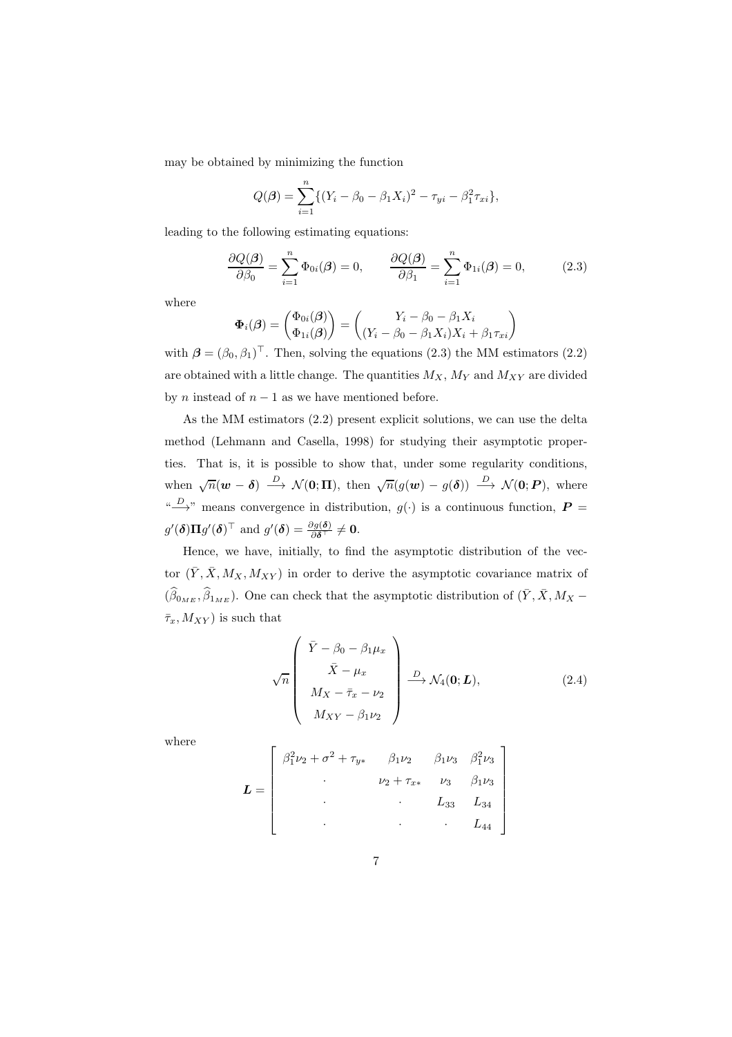may be obtained by minimizing the function

$$Q(\boldsymbol{\beta}) = \sum_{i=1}^{n} \{(Y_i - \beta_0 - \beta_1 X_i)^2 - \tau_{yi} - \beta_1^2 \tau_{xi}\},$$

leading to the following estimating equations:

$$\frac{\partial Q(\boldsymbol{\beta})}{\partial \beta_0} = \sum_{i=1}^{n} \Phi_{0i}(\boldsymbol{\beta}) = 0, \qquad \frac{\partial Q(\boldsymbol{\beta})}{\partial \beta_1} = \sum_{i=1}^{n} \Phi_{1i}(\boldsymbol{\beta}) = 0, \tag{2.3}$$

where

$$\boldsymbol{\Phi}_i(\boldsymbol{\beta}) = \begin{pmatrix} \Phi_{0i}(\boldsymbol{\beta}) \\ \Phi_{1i}(\boldsymbol{\beta}) \end{pmatrix} = \begin{pmatrix} Y_i - \beta_0 - \beta_1 X_i \\ (Y_i - \beta_0 - \beta_1 X_i)X_i + \beta_1 \tau_{xi} \end{pmatrix}$$

with $\boldsymbol{\beta} = (\beta_0, \beta_1)^\top$. Then, solving the equations (2.3) the MM estimators (2.2) are obtained with a little change. The quantities $M_X$, $M_Y$ and $M_{XY}$ are divided by $n$ instead of $n-1$ as we have mentioned before.

As the MM estimators (2.2) present explicit solutions, we can use the delta method (Lehmann and Casella, 1998) for studying their asymptotic properties. That is, it is possible to show that, under some regularity conditions, when $\sqrt{n}(\boldsymbol{w} - \boldsymbol{\delta}) \xrightarrow{D} \mathcal{N}(\mathbf{0}; \boldsymbol{\Pi})$, then $\sqrt{n}(g(\boldsymbol{w}) - g(\boldsymbol{\delta})) \xrightarrow{D} \mathcal{N}(\mathbf{0}; \boldsymbol{P})$, where "$\xrightarrow{D}$" means convergence in distribution, $g(\cdot)$ is a continuous function, $\boldsymbol{P} = g'(\boldsymbol{\delta})\boldsymbol{\Pi} g'(\boldsymbol{\delta})^\top$ and $g'(\boldsymbol{\delta}) = \frac{\partial g(\boldsymbol{\delta})}{\partial \boldsymbol{\delta}^\top} \neq \mathbf{0}$.

Hence, we have, initially, to find the asymptotic distribution of the vector $(\bar{Y}, \bar{X}, M_X, M_{XY})$ in order to derive the asymptotic covariance matrix of $(\widehat{\beta}_{0_{ME}}, \widehat{\beta}_{1_{ME}})$. One can check that the asymptotic distribution of $(\bar{Y}, \bar{X}, M_X - \bar{\tau}_x, M_{XY})$ is such that

$$\sqrt{n} \begin{pmatrix} \bar{Y} - \beta_0 - \beta_1 \mu_x \\ \bar{X} - \mu_x \\ M_X - \bar{\tau}_x - \nu_2 \\ M_{XY} - \beta_1 \nu_2 \end{pmatrix} \xrightarrow{D} \mathcal{N}_4(\mathbf{0}; \boldsymbol{L}), \tag{2.4}$$

where

$$\boldsymbol{L} = \begin{bmatrix} \beta_1^2 \nu_2 + \sigma^2 + \tau_{y*} & \beta_1 \nu_2 & \beta_1 \nu_3 & \beta_1^2 \nu_3 \\ \cdot & \nu_2 + \tau_{x*} & \nu_3 & \beta_1 \nu_3 \\ \cdot & \cdot & L_{33} & L_{34} \\ \cdot & \cdot & \cdot & L_{44} \end{bmatrix}$$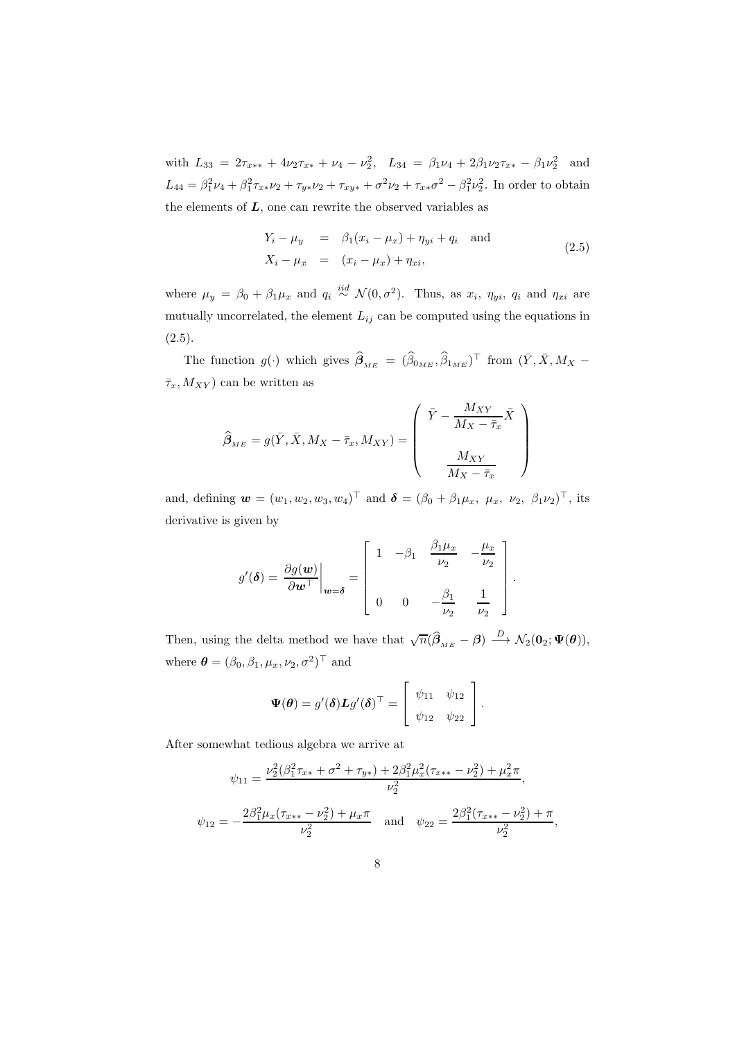with $L_{33} = 2\tau_{x**} + 4\nu_2\tau_{x*} + \nu_4 - \nu_2^2$, $L_{34} = \beta_1\nu_4 + 2\beta_1\nu_2\tau_{x*} - \beta_1\nu_2^2$ and $L_{44} = \beta_1^2\nu_4 + \beta_1^2\tau_{x*}\nu_2 + \tau_{y*}\nu_2 + \tau_{xy*} + \sigma^2\nu_2 + \tau_{x*}\sigma^2 - \beta_1^2\nu_2^2$. In order to obtain the elements of $\boldsymbol{L}$, one can rewrite the observed variables as

$$
\begin{aligned}
Y_i - \mu_y &= \beta_1(x_i - \mu_x) + \eta_{yi} + q_i \quad \text{and} \\
X_i - \mu_x &= (x_i - \mu_x) + \eta_{xi},
\end{aligned}
\tag{2.5}
$$

where $\mu_y = \beta_0 + \beta_1\mu_x$ and $q_i \overset{iid}{\sim} \mathcal{N}(0, \sigma^2)$. Thus, as $x_i$, $\eta_{yi}$, $q_i$ and $\eta_{xi}$ are mutually uncorrelated, the element $L_{ij}$ can be computed using the equations in (2.5).

The function $g(\cdot)$ which gives $\widehat{\boldsymbol{\beta}}_{ME} = (\widehat{\beta}_{0_{ME}}, \widehat{\beta}_{1_{ME}})^\top$ from $(\bar{Y}, \bar{X}, M_X - \bar{\tau}_x, M_{XY})$ can be written as

$$
\widehat{\boldsymbol{\beta}}_{ME} = g(\bar{Y}, \bar{X}, M_X - \bar{\tau}_x, M_{XY}) = \begin{pmatrix} \bar{Y} - \dfrac{M_{XY}}{M_X - \bar{\tau}_x}\bar{X} \\ \\ \dfrac{M_{XY}}{M_X - \bar{\tau}_x} \end{pmatrix}
$$

and, defining $\boldsymbol{w} = (w_1, w_2, w_3, w_4)^\top$ and $\boldsymbol{\delta} = (\beta_0 + \beta_1\mu_x,\ \mu_x,\ \nu_2,\ \beta_1\nu_2)^\top$, its derivative is given by

$$
g'(\boldsymbol{\delta}) = \left.\frac{\partial g(\boldsymbol{w})}{\partial \boldsymbol{w}^\top}\right|_{\boldsymbol{w}=\boldsymbol{\delta}} = \begin{bmatrix} 1 & -\beta_1 & \dfrac{\beta_1\mu_x}{\nu_2} & -\dfrac{\mu_x}{\nu_2} \\ \\ 0 & 0 & -\dfrac{\beta_1}{\nu_2} & \dfrac{1}{\nu_2} \end{bmatrix}.
$$

Then, using the delta method we have that $\sqrt{n}(\widehat{\boldsymbol{\beta}}_{ME} - \boldsymbol{\beta}) \xrightarrow{D} \mathcal{N}_2(\boldsymbol{0}_2; \boldsymbol{\Psi}(\boldsymbol{\theta}))$, where $\boldsymbol{\theta} = (\beta_0, \beta_1, \mu_x, \nu_2, \sigma^2)^\top$ and

$$
\boldsymbol{\Psi}(\boldsymbol{\theta}) = g'(\boldsymbol{\delta})\boldsymbol{L}g'(\boldsymbol{\delta})^\top = \begin{bmatrix} \psi_{11} & \psi_{12} \\ \psi_{12} & \psi_{22} \end{bmatrix}.
$$

After somewhat tedious algebra we arrive at

$$
\psi_{11} = \frac{\nu_2^2(\beta_1^2\tau_{x*} + \sigma^2 + \tau_{y*}) + 2\beta_1^2\mu_x^2(\tau_{x**} - \nu_2^2) + \mu_x^2\pi}{\nu_2^2},
$$

$$
\psi_{12} = -\frac{2\beta_1^2\mu_x(\tau_{x**} - \nu_2^2) + \mu_x\pi}{\nu_2^2} \quad \text{and} \quad \psi_{22} = \frac{2\beta_1^2(\tau_{x**} - \nu_2^2) + \pi}{\nu_2^2},
$$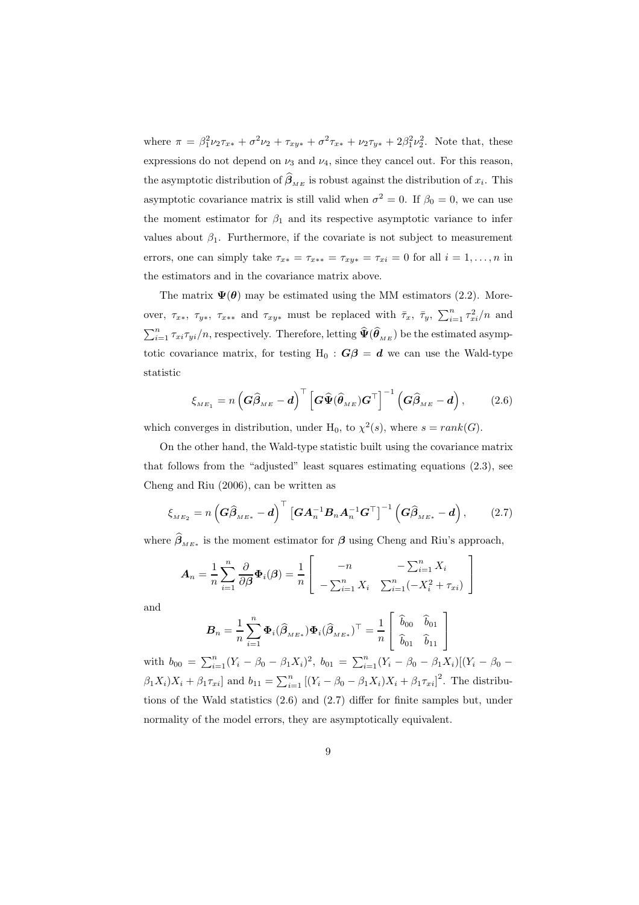where $\pi = \beta_1^2\nu_2\tau_{x*} + \sigma^2\nu_2 + \tau_{xy*} + \sigma^2\tau_{x*} + \nu_2\tau_{y*} + 2\beta_1^2\nu_2^2$. Note that, these expressions do not depend on $\nu_3$ and $\nu_4$, since they cancel out. For this reason, the asymptotic distribution of $\widehat{\boldsymbol{\beta}}_{_{ME}}$ is robust against the distribution of $x_i$. This asymptotic covariance matrix is still valid when $\sigma^2 = 0$. If $\beta_0 = 0$, we can use the moment estimator for $\beta_1$ and its respective asymptotic variance to infer values about $\beta_1$. Furthermore, if the covariate is not subject to measurement errors, one can simply take $\tau_{x*} = \tau_{x**} = \tau_{xy*} = \tau_{xi} = 0$ for all $i = 1, \ldots, n$ in the estimators and in the covariance matrix above.

The matrix $\boldsymbol{\Psi}(\boldsymbol{\theta})$ may be estimated using the MM estimators (2.2). Moreover, $\tau_{x*}$, $\tau_{y*}$, $\tau_{x**}$ and $\tau_{xy*}$ must be replaced with $\bar{\tau}_x$, $\bar{\tau}_y$, $\sum_{i=1}^n \tau_{xi}^2/n$ and $\sum_{i=1}^n \tau_{xi}\tau_{yi}/n$, respectively. Therefore, letting $\widehat{\boldsymbol{\Psi}}(\widehat{\boldsymbol{\theta}}_{_{ME}})$ be the estimated asymptotic covariance matrix, for testing $\mathrm{H}_0 : \boldsymbol{G}\boldsymbol{\beta} = \boldsymbol{d}$ we can use the Wald-type statistic

$$\xi_{_{ME_1}} = n\left(\boldsymbol{G}\widehat{\boldsymbol{\beta}}_{_{ME}} - \boldsymbol{d}\right)^\top \left[\boldsymbol{G}\widehat{\boldsymbol{\Psi}}(\widehat{\boldsymbol{\theta}}_{_{ME}})\boldsymbol{G}^\top\right]^{-1}\left(\boldsymbol{G}\widehat{\boldsymbol{\beta}}_{_{ME}} - \boldsymbol{d}\right), \qquad (2.6)$$

which converges in distribution, under $\mathrm{H}_0$, to $\chi^2(s)$, where $s = rank(G)$.

On the other hand, the Wald-type statistic built using the covariance matrix that follows from the "adjusted" least squares estimating equations (2.3), see Cheng and Riu (2006), can be written as

$$\xi_{_{ME_2}} = n\left(\boldsymbol{G}\widehat{\boldsymbol{\beta}}_{_{ME*}} - \boldsymbol{d}\right)^\top \left[\boldsymbol{G}\boldsymbol{A}_n^{-1}\boldsymbol{B}_n\boldsymbol{A}_n^{-1}\boldsymbol{G}^\top\right]^{-1}\left(\boldsymbol{G}\widehat{\boldsymbol{\beta}}_{_{ME*}} - \boldsymbol{d}\right), \qquad (2.7)$$

where $\widehat{\boldsymbol{\beta}}_{_{ME*}}$ is the moment estimator for $\boldsymbol{\beta}$ using Cheng and Riu's approach,

$$\boldsymbol{A}_n = \frac{1}{n}\sum_{i=1}^n \frac{\partial}{\partial\boldsymbol{\beta}}\boldsymbol{\Phi}_i(\boldsymbol{\beta}) = \frac{1}{n}\begin{bmatrix} -n & -\sum_{i=1}^n X_i \\ -\sum_{i=1}^n X_i & \sum_{i=1}^n(-X_i^2 + \tau_{xi}) \end{bmatrix}$$

and

$$\boldsymbol{B}_n = \frac{1}{n}\sum_{i=1}^n \boldsymbol{\Phi}_i(\widehat{\boldsymbol{\beta}}_{_{ME*}})\boldsymbol{\Phi}_i(\widehat{\boldsymbol{\beta}}_{_{ME*}})^\top = \frac{1}{n}\begin{bmatrix} \widehat{b}_{00} & \widehat{b}_{01} \\ \widehat{b}_{01} & \widehat{b}_{11} \end{bmatrix}$$

with $b_{00} = \sum_{i=1}^n (Y_i - \beta_0 - \beta_1 X_i)^2$, $b_{01} = \sum_{i=1}^n (Y_i - \beta_0 - \beta_1 X_i)[(Y_i - \beta_0 - \beta_1 X_i)X_i + \beta_1\tau_{xi}]$ and $b_{11} = \sum_{i=1}^n \left[(Y_i - \beta_0 - \beta_1 X_i)X_i + \beta_1\tau_{xi}\right]^2$. The distributions of the Wald statistics (2.6) and (2.7) differ for finite samples but, under normality of the model errors, they are asymptotically equivalent.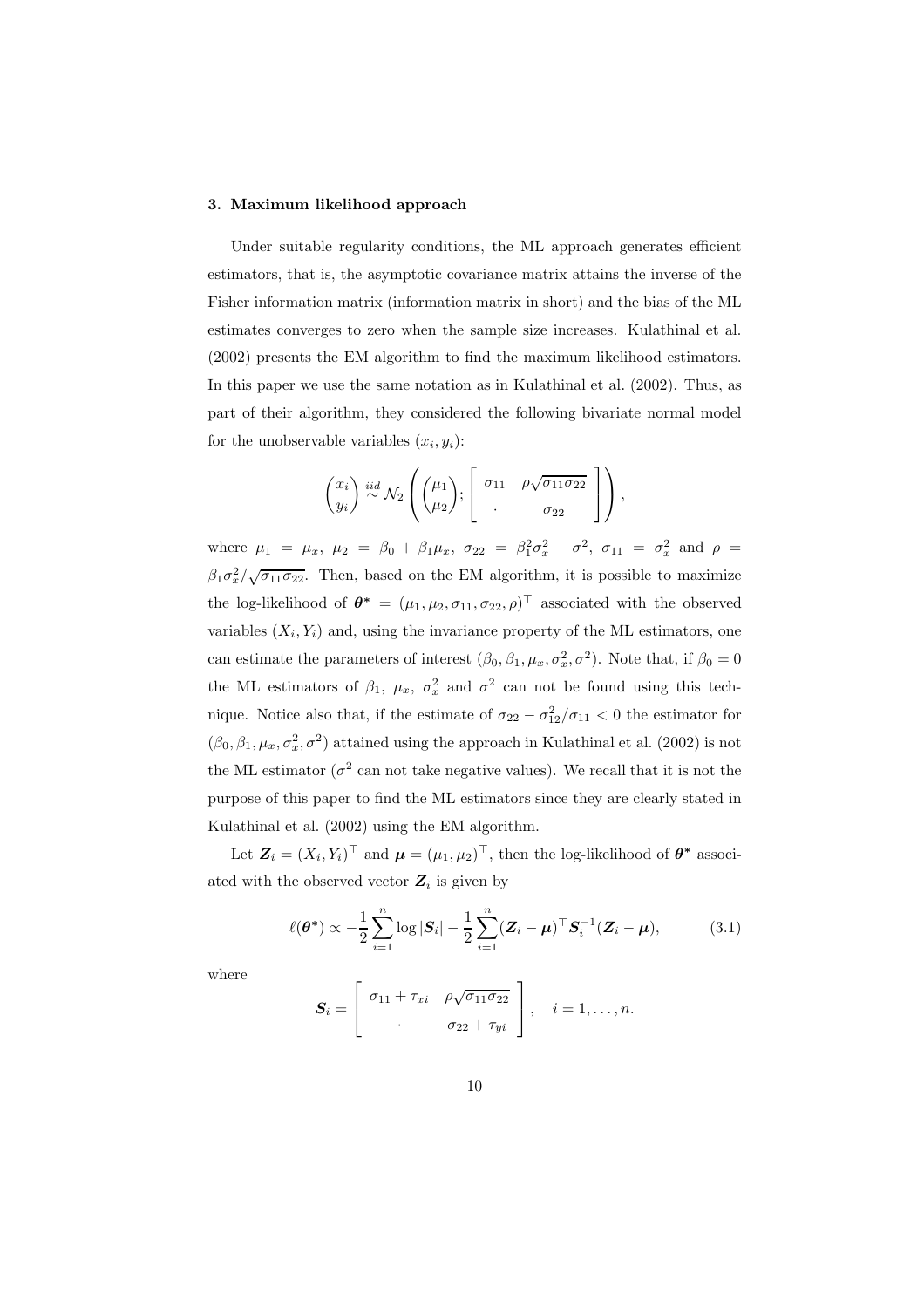### 3. Maximum likelihood approach

Under suitable regularity conditions, the ML approach generates efficient estimators, that is, the asymptotic covariance matrix attains the inverse of the Fisher information matrix (information matrix in short) and the bias of the ML estimates converges to zero when the sample size increases. Kulathinal et al. (2002) presents the EM algorithm to find the maximum likelihood estimators. In this paper we use the same notation as in Kulathinal et al. (2002). Thus, as part of their algorithm, they considered the following bivariate normal model for the unobservable variables $(x_i, y_i)$:

$$\begin{pmatrix} x_i \\ y_i \end{pmatrix} \overset{iid}{\sim} \mathcal{N}_2 \left( \begin{pmatrix} \mu_1 \\ \mu_2 \end{pmatrix}; \left[ \begin{array}{cc} \sigma_{11} & \rho\sqrt{\sigma_{11}\sigma_{22}} \\ \cdot & \sigma_{22} \end{array} \right] \right),$$

where $\mu_1 = \mu_x$, $\mu_2 = \beta_0 + \beta_1 \mu_x$, $\sigma_{22} = \beta_1^2 \sigma_x^2 + \sigma^2$, $\sigma_{11} = \sigma_x^2$ and $\rho = \beta_1 \sigma_x^2 / \sqrt{\sigma_{11}\sigma_{22}}$. Then, based on the EM algorithm, it is possible to maximize the log-likelihood of $\boldsymbol{\theta^*} = (\mu_1, \mu_2, \sigma_{11}, \sigma_{22}, \rho)^\top$ associated with the observed variables $(X_i, Y_i)$ and, using the invariance property of the ML estimators, one can estimate the parameters of interest $(\beta_0, \beta_1, \mu_x, \sigma_x^2, \sigma^2)$. Note that, if $\beta_0 = 0$ the ML estimators of $\beta_1$, $\mu_x$, $\sigma_x^2$ and $\sigma^2$ can not be found using this technique. Notice also that, if the estimate of $\sigma_{22} - \sigma_{12}^2/\sigma_{11} < 0$ the estimator for $(\beta_0, \beta_1, \mu_x, \sigma_x^2, \sigma^2)$ attained using the approach in Kulathinal et al. (2002) is not the ML estimator ($\sigma^2$ can not take negative values). We recall that it is not the purpose of this paper to find the ML estimators since they are clearly stated in Kulathinal et al. (2002) using the EM algorithm.

Let $\boldsymbol{Z}_i = (X_i, Y_i)^\top$ and $\boldsymbol{\mu} = (\mu_1, \mu_2)^\top$, then the log-likelihood of $\boldsymbol{\theta^*}$ associated with the observed vector $\boldsymbol{Z}_i$ is given by

$$\ell(\boldsymbol{\theta^*}) \propto -\frac{1}{2}\sum_{i=1}^{n} \log |\boldsymbol{S}_i| - \frac{1}{2}\sum_{i=1}^{n} (\boldsymbol{Z}_i - \boldsymbol{\mu})^\top \boldsymbol{S}_i^{-1} (\boldsymbol{Z}_i - \boldsymbol{\mu}), \tag{3.1}$$

where

$$\boldsymbol{S}_i = \left[ \begin{array}{cc} \sigma_{11} + \tau_{xi} & \rho\sqrt{\sigma_{11}\sigma_{22}} \\ \cdot & \sigma_{22} + \tau_{yi} \end{array} \right], \quad i = 1, \ldots, n.$$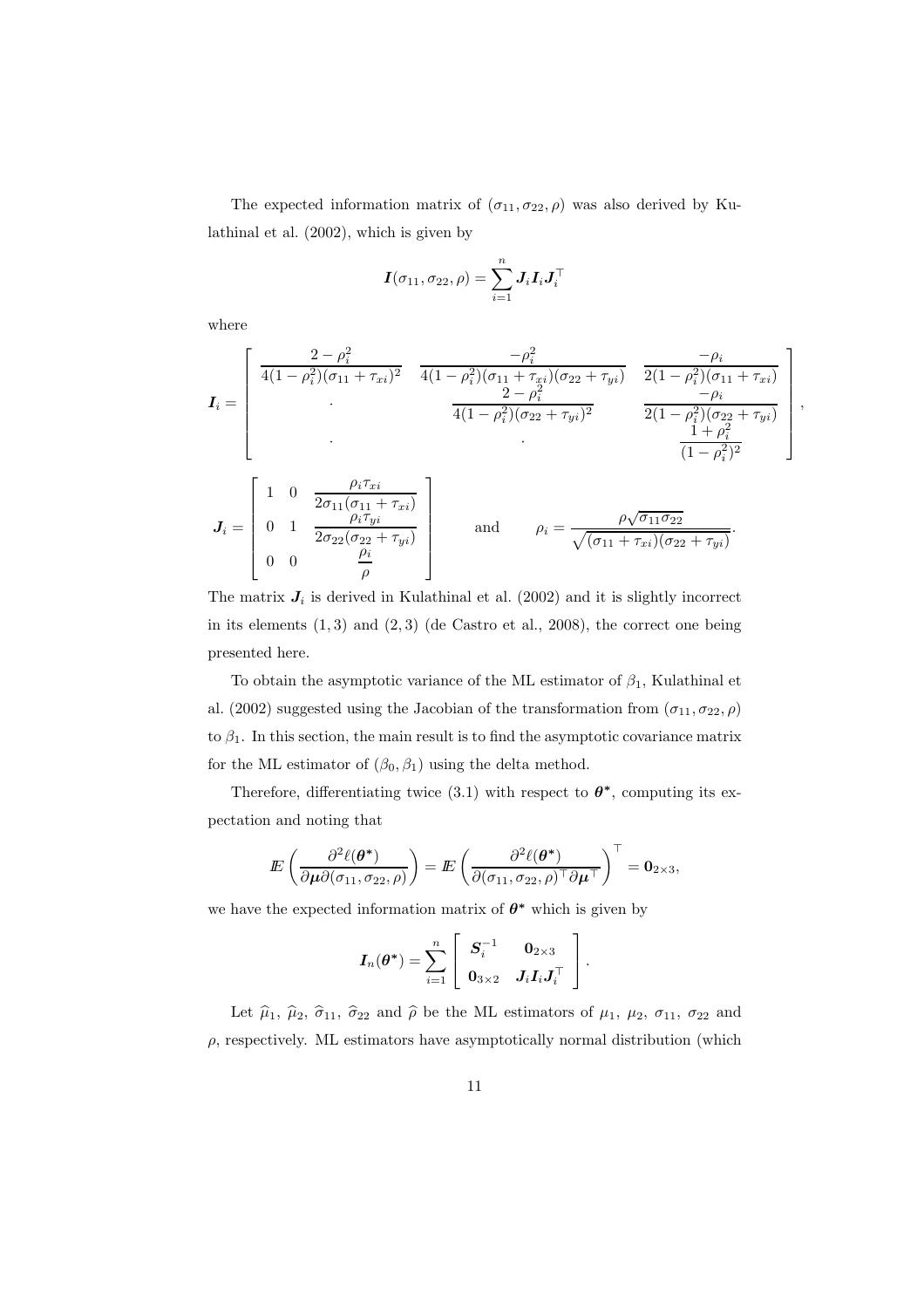The expected information matrix of $(\sigma_{11}, \sigma_{22}, \rho)$ was also derived by Kulathinal et al. (2002), which is given by

$$
\boldsymbol{I}(\sigma_{11}, \sigma_{22}, \rho) = \sum_{i=1}^{n} \boldsymbol{J}_i \boldsymbol{I}_i \boldsymbol{J}_i^{\top}
$$

where

$$
\boldsymbol{I}_i = \begin{bmatrix} \dfrac{2-\rho_i^2}{4(1-\rho_i^2)(\sigma_{11}+\tau_{xi})^2} & \dfrac{-\rho_i^2}{4(1-\rho_i^2)(\sigma_{11}+\tau_{xi})(\sigma_{22}+\tau_{yi})} & \dfrac{-\rho_i}{2(1-\rho_i^2)(\sigma_{11}+\tau_{xi})} \\ \cdot & \dfrac{2-\rho_i^2}{4(1-\rho_i^2)(\sigma_{22}+\tau_{yi})^2} & \dfrac{-\rho_i}{2(1-\rho_i^2)(\sigma_{22}+\tau_{yi})} \\ \cdot & \cdot & \dfrac{1+\rho_i^2}{(1-\rho_i^2)^2} \end{bmatrix},
$$

$$
\boldsymbol{J}_i = \begin{bmatrix} 1 & 0 & \dfrac{\rho_i \tau_{xi}}{2\sigma_{11}(\sigma_{11}+\tau_{xi})} \\ 0 & 1 & \dfrac{\rho_i \tau_{yi}}{2\sigma_{22}(\sigma_{22}+\tau_{yi})} \\ 0 & 0 & \dfrac{\rho_i}{\rho} \end{bmatrix} \qquad \text{and} \qquad \rho_i = \frac{\rho\sqrt{\sigma_{11}\sigma_{22}}}{\sqrt{(\sigma_{11}+\tau_{xi})(\sigma_{22}+\tau_{yi})}}.
$$

The matrix $\boldsymbol{J}_i$ is derived in Kulathinal et al. (2002) and it is slightly incorrect in its elements $(1,3)$ and $(2,3)$ (de Castro et al., 2008), the correct one being presented here.

To obtain the asymptotic variance of the ML estimator of $\beta_1$, Kulathinal et al. (2002) suggested using the Jacobian of the transformation from $(\sigma_{11}, \sigma_{22}, \rho)$ to $\beta_1$. In this section, the main result is to find the asymptotic covariance matrix for the ML estimator of $(\beta_0, \beta_1)$ using the delta method.

Therefore, differentiating twice (3.1) with respect to $\boldsymbol{\theta}^*$, computing its expectation and noting that

$$
\mathbb{E}\left(\frac{\partial^2 \ell(\boldsymbol{\theta}^*)}{\partial \boldsymbol{\mu} \partial(\sigma_{11}, \sigma_{22}, \rho)}\right) = \mathbb{E}\left(\frac{\partial^2 \ell(\boldsymbol{\theta}^*)}{\partial(\sigma_{11}, \sigma_{22}, \rho)^{\top} \partial \boldsymbol{\mu}^{\top}}\right)^{\top} = \mathbf{0}_{2\times 3},
$$

we have the expected information matrix of $\boldsymbol{\theta}^*$ which is given by

$$
\boldsymbol{I}_n(\boldsymbol{\theta}^*) = \sum_{i=1}^{n} \begin{bmatrix} \boldsymbol{S}_i^{-1} & \mathbf{0}_{2\times 3} \\ \mathbf{0}_{3\times 2} & \boldsymbol{J}_i \boldsymbol{I}_i \boldsymbol{J}_i^{\top} \end{bmatrix}.
$$

Let $\widehat{\mu}_1$, $\widehat{\mu}_2$, $\widehat{\sigma}_{11}$, $\widehat{\sigma}_{22}$ and $\widehat{\rho}$ be the ML estimators of $\mu_1$, $\mu_2$, $\sigma_{11}$, $\sigma_{22}$ and $\rho$, respectively. ML estimators have asymptotically normal distribution (which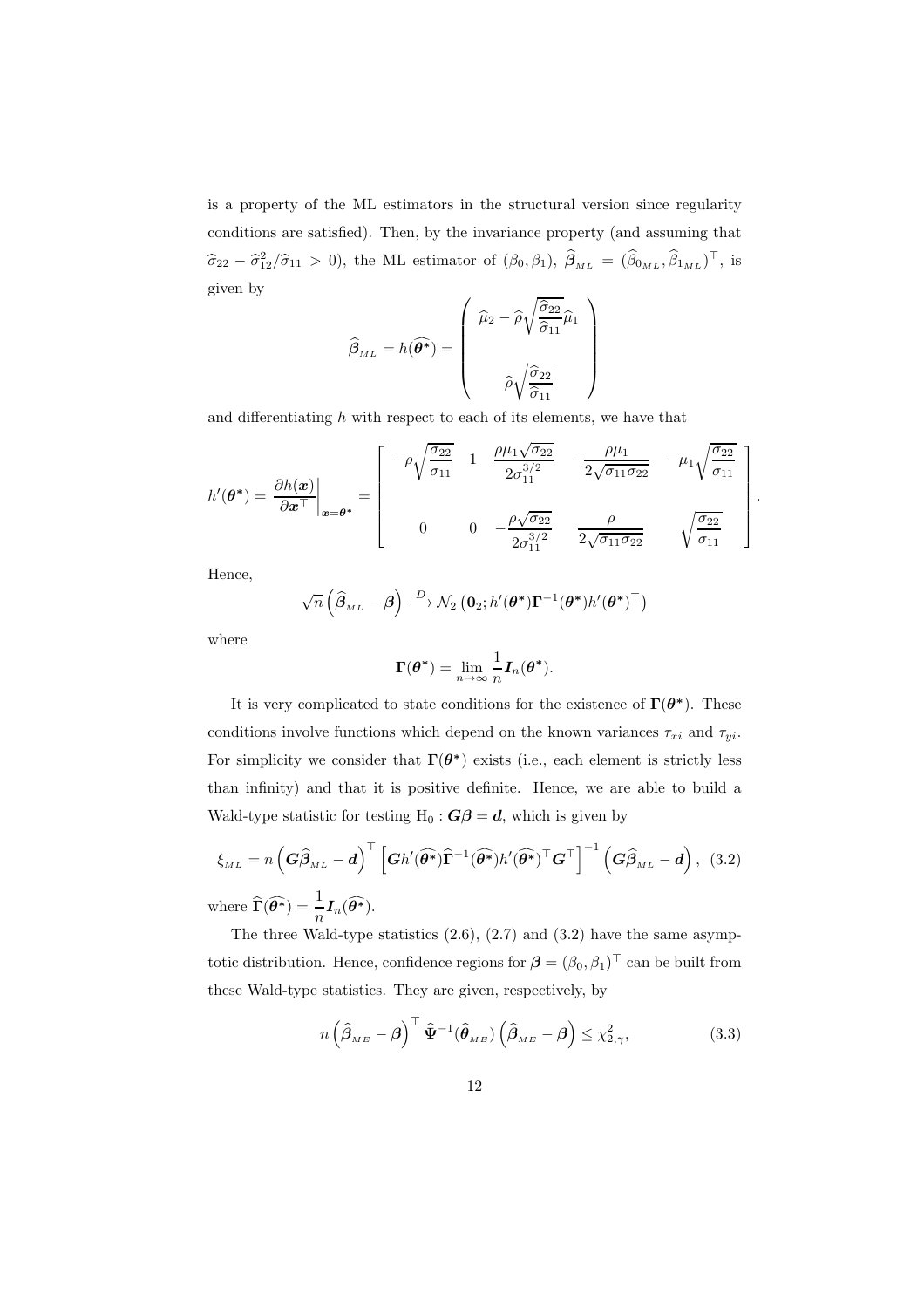is a property of the ML estimators in the structural version since regularity conditions are satisfied). Then, by the invariance property (and assuming that $\widehat{\sigma}_{22} - \widehat{\sigma}_{12}^2/\widehat{\sigma}_{11} > 0$), the ML estimator of $(\beta_0, \beta_1)$, $\widehat{\boldsymbol{\beta}}_{_{ML}} = (\widehat{\beta}_{0_{ML}}, \widehat{\beta}_{1_{ML}})^\top$, is given by

$$\widehat{\boldsymbol{\beta}}_{_{ML}} = h(\widehat{\boldsymbol{\theta}^*}) = \begin{pmatrix} \widehat{\mu}_2 - \widehat{\rho}\sqrt{\dfrac{\widehat{\sigma}_{22}}{\widehat{\sigma}_{11}}}\widehat{\mu}_1 \\ \\ \widehat{\rho}\sqrt{\dfrac{\widehat{\sigma}_{22}}{\widehat{\sigma}_{11}}} \end{pmatrix}$$

and differentiating $h$ with respect to each of its elements, we have that

$$h'(\boldsymbol{\theta}^*) = \left.\frac{\partial h(\boldsymbol{x})}{\partial \boldsymbol{x}^\top}\right|_{\boldsymbol{x}=\boldsymbol{\theta}^*} = \begin{bmatrix} -\rho\sqrt{\dfrac{\sigma_{22}}{\sigma_{11}}} & 1 & \dfrac{\rho\mu_1\sqrt{\sigma_{22}}}{2\sigma_{11}^{3/2}} & -\dfrac{\rho\mu_1}{2\sqrt{\sigma_{11}\sigma_{22}}} & -\mu_1\sqrt{\dfrac{\sigma_{22}}{\sigma_{11}}} \\ \\ 0 & 0 & -\dfrac{\rho\sqrt{\sigma_{22}}}{2\sigma_{11}^{3/2}} & \dfrac{\rho}{2\sqrt{\sigma_{11}\sigma_{22}}} & \sqrt{\dfrac{\sigma_{22}}{\sigma_{11}}} \end{bmatrix}.$$

Hence,

$$\sqrt{n}\left(\widehat{\boldsymbol{\beta}}_{_{ML}} - \boldsymbol{\beta}\right) \xrightarrow{D} \mathcal{N}_2\left(\mathbf{0}_2; h'(\boldsymbol{\theta}^*)\boldsymbol{\Gamma}^{-1}(\boldsymbol{\theta}^*)h'(\boldsymbol{\theta}^*)^\top\right)$$

where

$$\boldsymbol{\Gamma}(\boldsymbol{\theta}^*) = \lim_{n\to\infty}\frac{1}{n}\boldsymbol{I}_n(\boldsymbol{\theta}^*).$$

It is very complicated to state conditions for the existence of $\boldsymbol{\Gamma}(\boldsymbol{\theta}^*)$. These conditions involve functions which depend on the known variances $\tau_{xi}$ and $\tau_{yi}$. For simplicity we consider that $\boldsymbol{\Gamma}(\boldsymbol{\theta}^*)$ exists (i.e., each element is strictly less than infinity) and that it is positive definite. Hence, we are able to build a Wald-type statistic for testing $\mathrm{H}_0 : \boldsymbol{G}\boldsymbol{\beta} = \boldsymbol{d}$, which is given by

$$\xi_{_{ML}} = n\left(\boldsymbol{G}\widehat{\boldsymbol{\beta}}_{_{ML}} - \boldsymbol{d}\right)^\top \left[\boldsymbol{G}h'(\widehat{\boldsymbol{\theta}^*})\widehat{\boldsymbol{\Gamma}}^{-1}(\widehat{\boldsymbol{\theta}^*})h'(\widehat{\boldsymbol{\theta}^*})^\top\boldsymbol{G}^\top\right]^{-1}\left(\boldsymbol{G}\widehat{\boldsymbol{\beta}}_{_{ML}} - \boldsymbol{d}\right), \quad (3.2)$$

where $\widehat{\boldsymbol{\Gamma}}(\widehat{\boldsymbol{\theta}^*}) = \dfrac{1}{n}\boldsymbol{I}_n(\widehat{\boldsymbol{\theta}^*})$.

The three Wald-type statistics (2.6), (2.7) and (3.2) have the same asymptotic distribution. Hence, confidence regions for $\boldsymbol{\beta} = (\beta_0, \beta_1)^\top$ can be built from these Wald-type statistics. They are given, respectively, by

$$n\left(\widehat{\boldsymbol{\beta}}_{_{ME}} - \boldsymbol{\beta}\right)^\top \widehat{\boldsymbol{\Psi}}^{-1}(\widehat{\boldsymbol{\theta}}_{_{ME}})\left(\widehat{\boldsymbol{\beta}}_{_{ME}} - \boldsymbol{\beta}\right) \leq \chi^2_{2,\gamma}, \quad (3.3)$$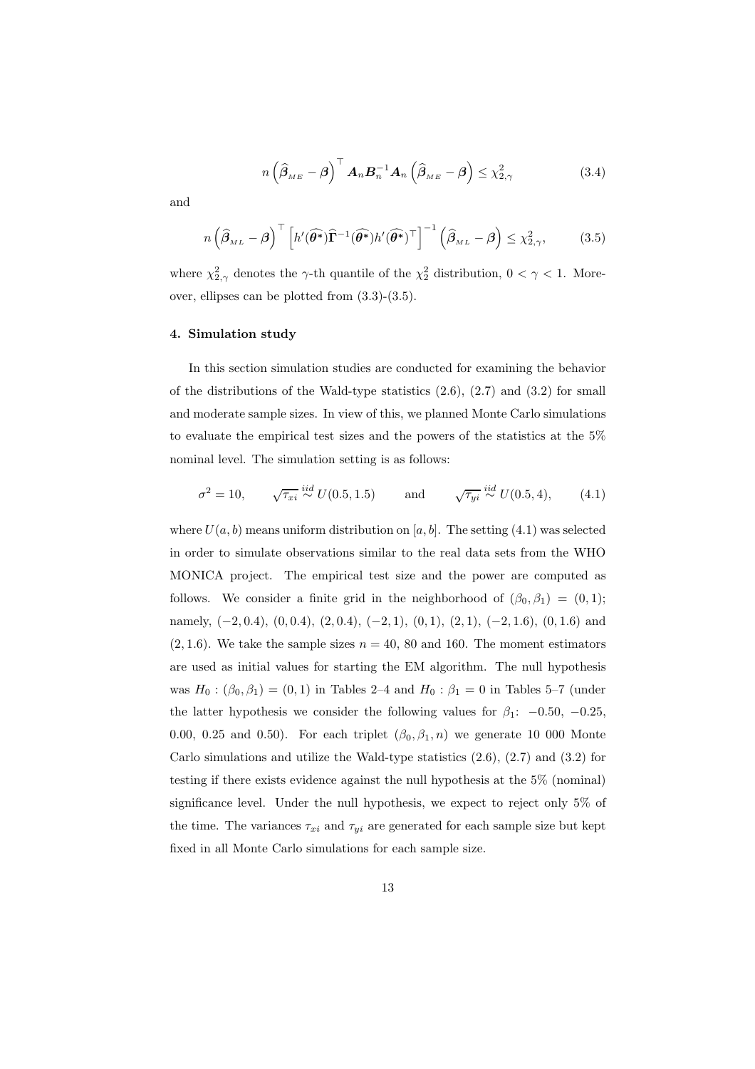$$n\left(\widehat{\boldsymbol{\beta}}_{_{ME}}-\boldsymbol{\beta}\right)^{\top}\boldsymbol{A}_n\boldsymbol{B}_n^{-1}\boldsymbol{A}_n\left(\widehat{\boldsymbol{\beta}}_{_{ME}}-\boldsymbol{\beta}\right)\leq\chi^2_{2,\gamma} \tag{3.4}$$

and

$$n\left(\widehat{\boldsymbol{\beta}}_{_{ML}}-\boldsymbol{\beta}\right)^{\top}\left[h'(\widehat{\boldsymbol{\theta}^{*}})\widehat{\boldsymbol{\Gamma}}^{-1}(\widehat{\boldsymbol{\theta}^{*}})h'(\widehat{\boldsymbol{\theta}^{*}})^{\top}\right]^{-1}\left(\widehat{\boldsymbol{\beta}}_{_{ML}}-\boldsymbol{\beta}\right)\leq\chi^2_{2,\gamma}, \tag{3.5}$$

where $\chi^2_{2,\gamma}$ denotes the $\gamma$-th quantile of the $\chi^2_2$ distribution, $0<\gamma<1$. Moreover, ellipses can be plotted from (3.3)-(3.5).

## 4. Simulation study

In this section simulation studies are conducted for examining the behavior of the distributions of the Wald-type statistics (2.6), (2.7) and (3.2) for small and moderate sample sizes. In view of this, we planned Monte Carlo simulations to evaluate the empirical test sizes and the powers of the statistics at the 5% nominal level. The simulation setting is as follows:

$$\sigma^2=10, \qquad \sqrt{\tau_{xi}}\overset{iid}{\sim}U(0.5,1.5) \qquad \text{and} \qquad \sqrt{\tau_{yi}}\overset{iid}{\sim}U(0.5,4), \tag{4.1}$$

where $U(a,b)$ means uniform distribution on $[a,b]$. The setting (4.1) was selected in order to simulate observations similar to the real data sets from the WHO MONICA project. The empirical test size and the power are computed as follows. We consider a finite grid in the neighborhood of $(\beta_0,\beta_1)=(0,1)$; namely, $(-2,0.4)$, $(0,0.4)$, $(2,0.4)$, $(-2,1)$, $(0,1)$, $(2,1)$, $(-2,1.6)$, $(0,1.6)$ and $(2,1.6)$. We take the sample sizes $n=40$, 80 and 160. The moment estimators are used as initial values for starting the EM algorithm. The null hypothesis was $H_0:(\beta_0,\beta_1)=(0,1)$ in Tables 2–4 and $H_0:\beta_1=0$ in Tables 5–7 (under the latter hypothesis we consider the following values for $\beta_1$: $-0.50$, $-0.25$, 0.00, 0.25 and 0.50). For each triplet $(\beta_0,\beta_1,n)$ we generate 10 000 Monte Carlo simulations and utilize the Wald-type statistics (2.6), (2.7) and (3.2) for testing if there exists evidence against the null hypothesis at the 5% (nominal) significance level. Under the null hypothesis, we expect to reject only 5% of the time. The variances $\tau_{xi}$ and $\tau_{yi}$ are generated for each sample size but kept fixed in all Monte Carlo simulations for each sample size.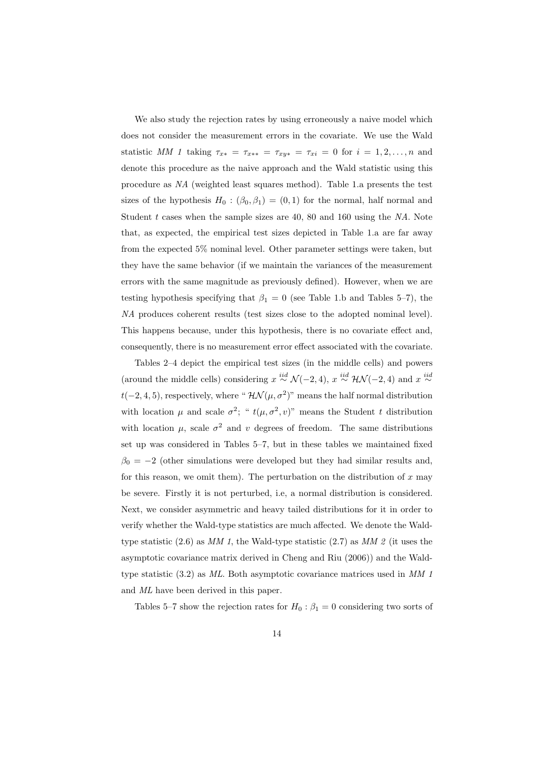We also study the rejection rates by using erroneously a naive model which does not consider the measurement errors in the covariate. We use the Wald statistic *MM 1* taking $\tau_{x*} = \tau_{x**} = \tau_{xy*} = \tau_{xi} = 0$ for $i = 1, 2, \ldots, n$ and denote this procedure as the naive approach and the Wald statistic using this procedure as *NA* (weighted least squares method). Table 1.a presents the test sizes of the hypothesis $H_0 : (\beta_0, \beta_1) = (0, 1)$ for the normal, half normal and Student $t$ cases when the sample sizes are 40, 80 and 160 using the *NA*. Note that, as expected, the empirical test sizes depicted in Table 1.a are far away from the expected 5% nominal level. Other parameter settings were taken, but they have the same behavior (if we maintain the variances of the measurement errors with the same magnitude as previously defined). However, when we are testing hypothesis specifying that $\beta_1 = 0$ (see Table 1.b and Tables 5–7), the *NA* produces coherent results (test sizes close to the adopted nominal level). This happens because, under this hypothesis, there is no covariate effect and, consequently, there is no measurement error effect associated with the covariate.

Tables 2–4 depict the empirical test sizes (in the middle cells) and powers (around the middle cells) considering $x \overset{iid}{\sim} \mathcal{N}(-2, 4)$, $x \overset{iid}{\sim} \mathcal{HN}(-2, 4)$ and $x \overset{iid}{\sim} t(-2, 4, 5)$, respectively, where " $\mathcal{HN}(\mu, \sigma^2)$" means the half normal distribution with location $\mu$ and scale $\sigma^2$; " $t(\mu, \sigma^2, v)$" means the Student t distribution with location $\mu$, scale $\sigma^2$ and $v$ degrees of freedom. The same distributions set up was considered in Tables 5–7, but in these tables we maintained fixed $\beta_0 = -2$ (other simulations were developed but they had similar results and, for this reason, we omit them). The perturbation on the distribution of $x$ may be severe. Firstly it is not perturbed, i.e, a normal distribution is considered. Next, we consider asymmetric and heavy tailed distributions for it in order to verify whether the Wald-type statistics are much affected. We denote the Wald-type statistic (2.6) as *MM 1*, the Wald-type statistic (2.7) as *MM 2* (it uses the asymptotic covariance matrix derived in Cheng and Riu (2006)) and the Wald-type statistic (3.2) as *ML*. Both asymptotic covariance matrices used in *MM 1* and *ML* have been derived in this paper.

Tables 5–7 show the rejection rates for $H_0 : \beta_1 = 0$ considering two sorts of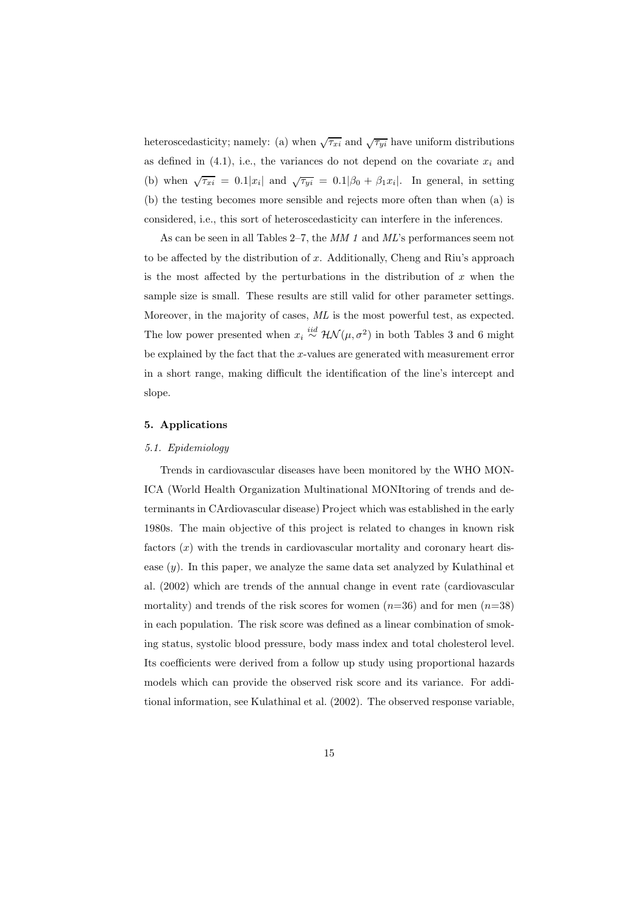heteroscedasticity; namely: (a) when $\sqrt{\tau_{xi}}$ and $\sqrt{\tau_{yi}}$ have uniform distributions as defined in (4.1), i.e., the variances do not depend on the covariate $x_i$ and (b) when $\sqrt{\tau_{xi}} = 0.1|x_i|$ and $\sqrt{\tau_{yi}} = 0.1|\beta_0 + \beta_1 x_i|$. In general, in setting (b) the testing becomes more sensible and rejects more often than when (a) is considered, i.e., this sort of heteroscedasticity can interfere in the inferences.

As can be seen in all Tables 2–7, the *MM 1* and *ML*'s performances seem not to be affected by the distribution of $x$. Additionally, Cheng and Riu's approach is the most affected by the perturbations in the distribution of $x$ when the sample size is small. These results are still valid for other parameter settings. Moreover, in the majority of cases, *ML* is the most powerful test, as expected. The low power presented when $x_i \stackrel{iid}{\sim} \mathcal{HN}(\mu, \sigma^2)$ in both Tables 3 and 6 might be explained by the fact that the $x$-values are generated with measurement error in a short range, making difficult the identification of the line's intercept and slope.

## 5. Applications

### 5.1. Epidemiology

Trends in cardiovascular diseases have been monitored by the WHO MONICA (World Health Organization Multinational MONItoring of trends and determinants in CArdiovascular disease) Project which was established in the early 1980s. The main objective of this project is related to changes in known risk factors ($x$) with the trends in cardiovascular mortality and coronary heart disease ($y$). In this paper, we analyze the same data set analyzed by Kulathinal et al. (2002) which are trends of the annual change in event rate (cardiovascular mortality) and trends of the risk scores for women ($n$=36) and for men ($n$=38) in each population. The risk score was defined as a linear combination of smoking status, systolic blood pressure, body mass index and total cholesterol level. Its coefficients were derived from a follow up study using proportional hazards models which can provide the observed risk score and its variance. For additional information, see Kulathinal et al. (2002). The observed response variable,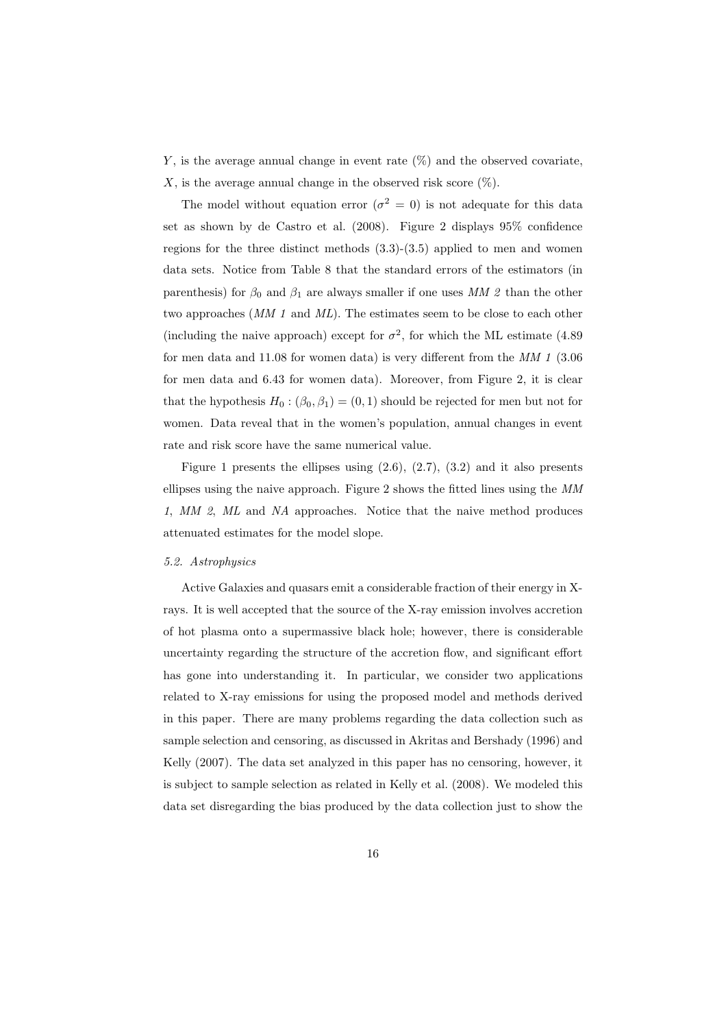$Y$, is the average annual change in event rate (%) and the observed covariate, $X$, is the average annual change in the observed risk score (%).

The model without equation error ($\sigma^2 = 0$) is not adequate for this data set as shown by de Castro et al. (2008). Figure 2 displays 95% confidence regions for the three distinct methods (3.3)-(3.5) applied to men and women data sets. Notice from Table 8 that the standard errors of the estimators (in parenthesis) for $\beta_0$ and $\beta_1$ are always smaller if one uses *MM 2* than the other two approaches (*MM 1* and *ML*). The estimates seem to be close to each other (including the naive approach) except for $\sigma^2$, for which the ML estimate (4.89 for men data and 11.08 for women data) is very different from the *MM 1* (3.06 for men data and 6.43 for women data). Moreover, from Figure 2, it is clear that the hypothesis $H_0 : (\beta_0, \beta_1) = (0, 1)$ should be rejected for men but not for women. Data reveal that in the women's population, annual changes in event rate and risk score have the same numerical value.

Figure 1 presents the ellipses using (2.6), (2.7), (3.2) and it also presents ellipses using the naive approach. Figure 2 shows the fitted lines using the *MM 1*, *MM 2*, *ML* and *NA* approaches. Notice that the naive method produces attenuated estimates for the model slope.

### 5.2. Astrophysics

Active Galaxies and quasars emit a considerable fraction of their energy in X-rays. It is well accepted that the source of the X-ray emission involves accretion of hot plasma onto a supermassive black hole; however, there is considerable uncertainty regarding the structure of the accretion flow, and significant effort has gone into understanding it. In particular, we consider two applications related to X-ray emissions for using the proposed model and methods derived in this paper. There are many problems regarding the data collection such as sample selection and censoring, as discussed in Akritas and Bershady (1996) and Kelly (2007). The data set analyzed in this paper has no censoring, however, it is subject to sample selection as related in Kelly et al. (2008). We modeled this data set disregarding the bias produced by the data collection just to show the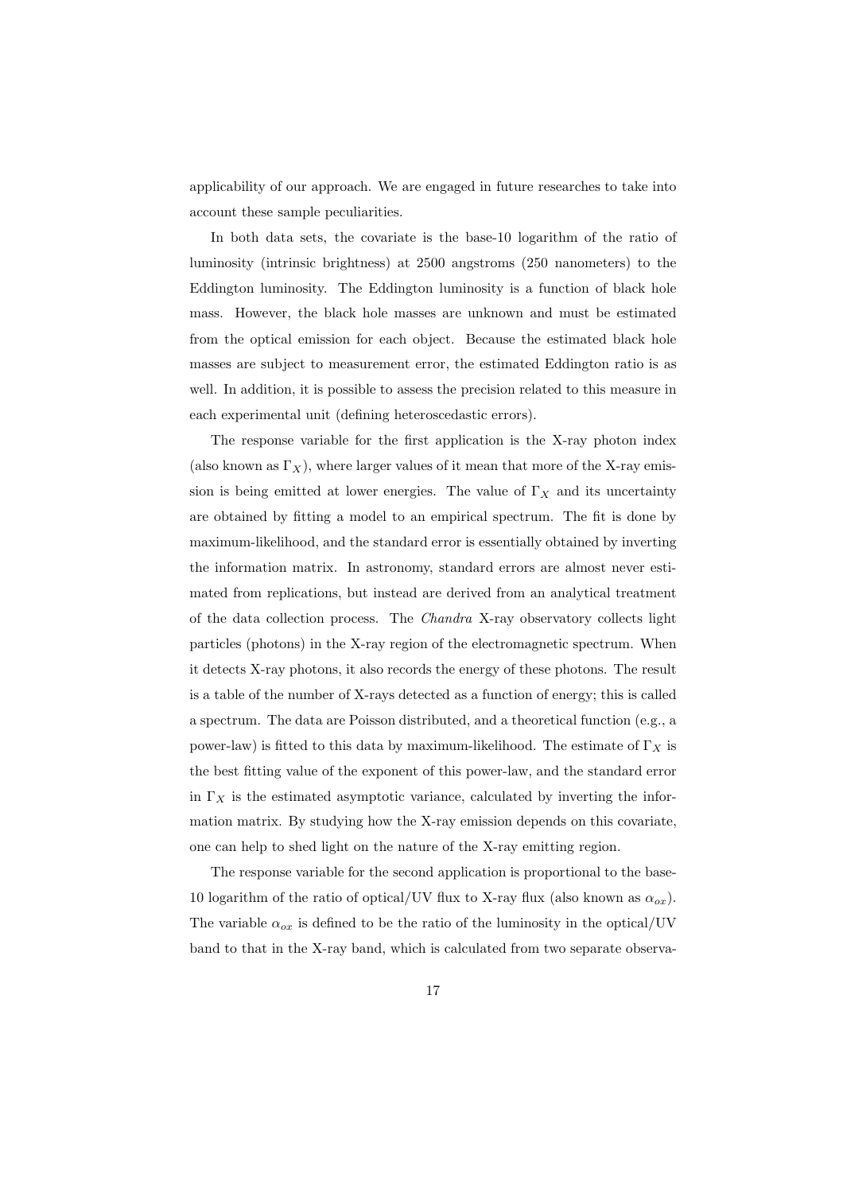applicability of our approach. We are engaged in future researches to take into account these sample peculiarities.

In both data sets, the covariate is the base-10 logarithm of the ratio of luminosity (intrinsic brightness) at 2500 angstroms (250 nanometers) to the Eddington luminosity. The Eddington luminosity is a function of black hole mass. However, the black hole masses are unknown and must be estimated from the optical emission for each object. Because the estimated black hole masses are subject to measurement error, the estimated Eddington ratio is as well. In addition, it is possible to assess the precision related to this measure in each experimental unit (defining heteroscedastic errors).

The response variable for the first application is the X-ray photon index (also known as $\Gamma_X$), where larger values of it mean that more of the X-ray emission is being emitted at lower energies. The value of $\Gamma_X$ and its uncertainty are obtained by fitting a model to an empirical spectrum. The fit is done by maximum-likelihood, and the standard error is essentially obtained by inverting the information matrix. In astronomy, standard errors are almost never estimated from replications, but instead are derived from an analytical treatment of the data collection process. The *Chandra* X-ray observatory collects light particles (photons) in the X-ray region of the electromagnetic spectrum. When it detects X-ray photons, it also records the energy of these photons. The result is a table of the number of X-rays detected as a function of energy; this is called a spectrum. The data are Poisson distributed, and a theoretical function (e.g., a power-law) is fitted to this data by maximum-likelihood. The estimate of $\Gamma_X$ is the best fitting value of the exponent of this power-law, and the standard error in $\Gamma_X$ is the estimated asymptotic variance, calculated by inverting the information matrix. By studying how the X-ray emission depends on this covariate, one can help to shed light on the nature of the X-ray emitting region.

The response variable for the second application is proportional to the base-10 logarithm of the ratio of optical/UV flux to X-ray flux (also known as $\alpha_{ox}$). The variable $\alpha_{ox}$ is defined to be the ratio of the luminosity in the optical/UV band to that in the X-ray band, which is calculated from two separate observa-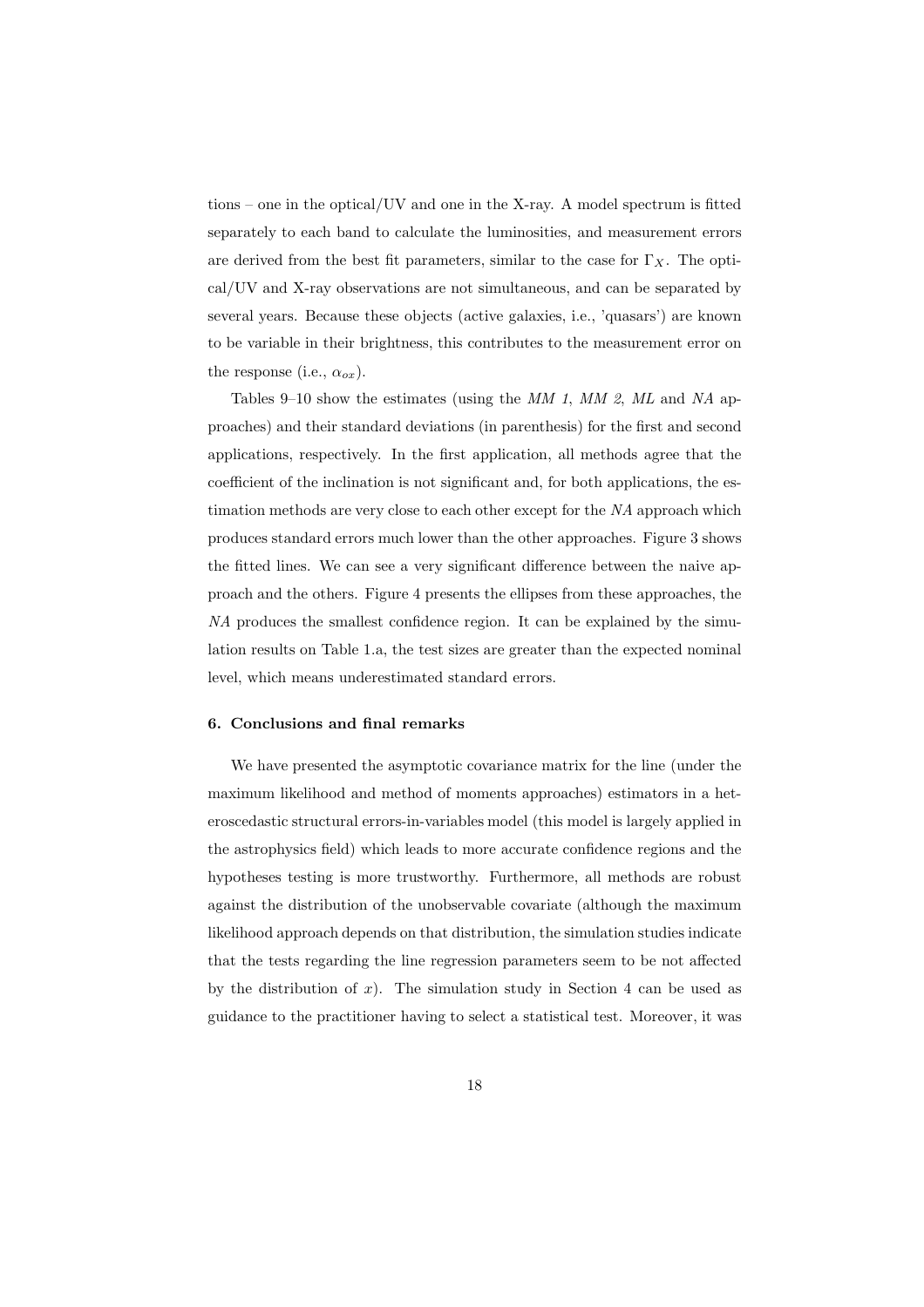tions – one in the optical/UV and one in the X-ray. A model spectrum is fitted separately to each band to calculate the luminosities, and measurement errors are derived from the best fit parameters, similar to the case for $\Gamma_X$. The optical/UV and X-ray observations are not simultaneous, and can be separated by several years. Because these objects (active galaxies, i.e., 'quasars') are known to be variable in their brightness, this contributes to the measurement error on the response (i.e., $\alpha_{ox}$).

Tables 9–10 show the estimates (using the *MM 1*, *MM 2*, *ML* and *NA* approaches) and their standard deviations (in parenthesis) for the first and second applications, respectively. In the first application, all methods agree that the coefficient of the inclination is not significant and, for both applications, the estimation methods are very close to each other except for the *NA* approach which produces standard errors much lower than the other approaches. Figure 3 shows the fitted lines. We can see a very significant difference between the naive approach and the others. Figure 4 presents the ellipses from these approaches, the *NA* produces the smallest confidence region. It can be explained by the simulation results on Table 1.a, the test sizes are greater than the expected nominal level, which means underestimated standard errors.

### 6. Conclusions and final remarks

We have presented the asymptotic covariance matrix for the line (under the maximum likelihood and method of moments approaches) estimators in a heteroscedastic structural errors-in-variables model (this model is largely applied in the astrophysics field) which leads to more accurate confidence regions and the hypotheses testing is more trustworthy. Furthermore, all methods are robust against the distribution of the unobservable covariate (although the maximum likelihood approach depends on that distribution, the simulation studies indicate that the tests regarding the line regression parameters seem to be not affected by the distribution of $x$). The simulation study in Section 4 can be used as guidance to the practitioner having to select a statistical test. Moreover, it was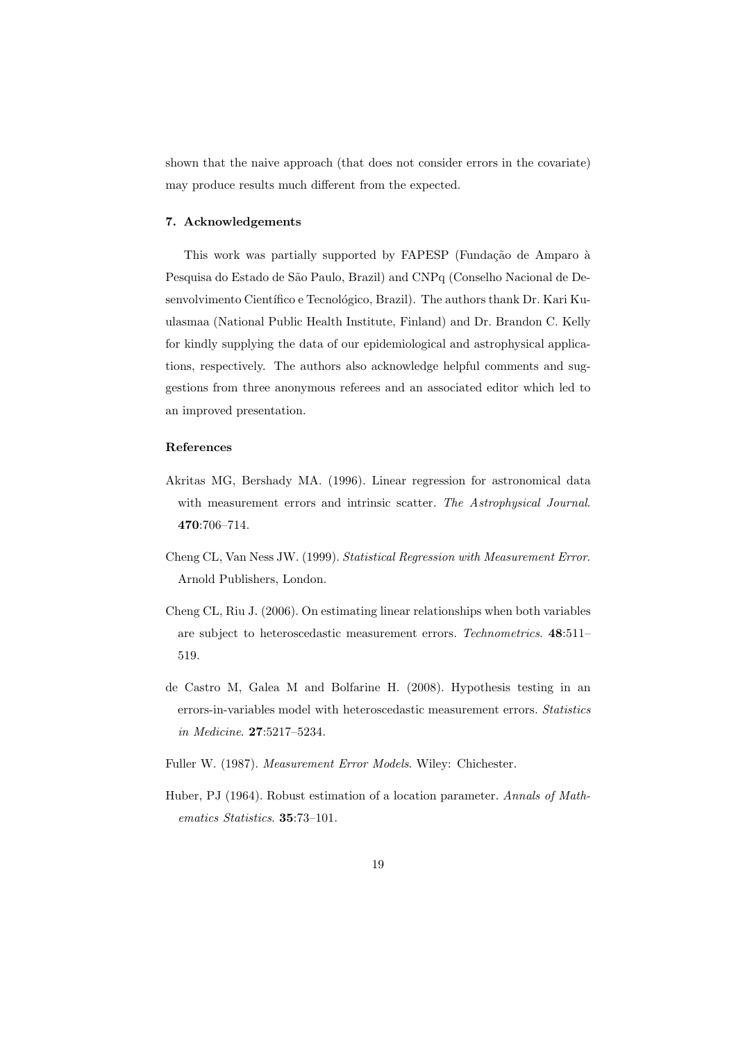shown that the naive approach (that does not consider errors in the covariate) may produce results much different from the expected.

### 7. Acknowledgements

This work was partially supported by FAPESP (Fundação de Amparo à Pesquisa do Estado de São Paulo, Brazil) and CNPq (Conselho Nacional de Desenvolvimento Científico e Tecnológico, Brazil). The authors thank Dr. Kari Kuulasmaa (National Public Health Institute, Finland) and Dr. Brandon C. Kelly for kindly supplying the data of our epidemiological and astrophysical applications, respectively. The authors also acknowledge helpful comments and suggestions from three anonymous referees and an associated editor which led to an improved presentation.

### References

Akritas MG, Bershady MA. (1996). Linear regression for astronomical data with measurement errors and intrinsic scatter. *The Astrophysical Journal*. **470**:706–714.

Cheng CL, Van Ness JW. (1999). *Statistical Regression with Measurement Error*. Arnold Publishers, London.

Cheng CL, Riu J. (2006). On estimating linear relationships when both variables are subject to heteroscedastic measurement errors. *Technometrics*. **48**:511–519.

de Castro M, Galea M and Bolfarine H. (2008). Hypothesis testing in an errors-in-variables model with heteroscedastic measurement errors. *Statistics in Medicine*. **27**:5217–5234.

Fuller W. (1987). *Measurement Error Models*. Wiley: Chichester.

Huber, PJ (1964). Robust estimation of a location parameter. *Annals of Mathematics Statistics*. **35**:73–101.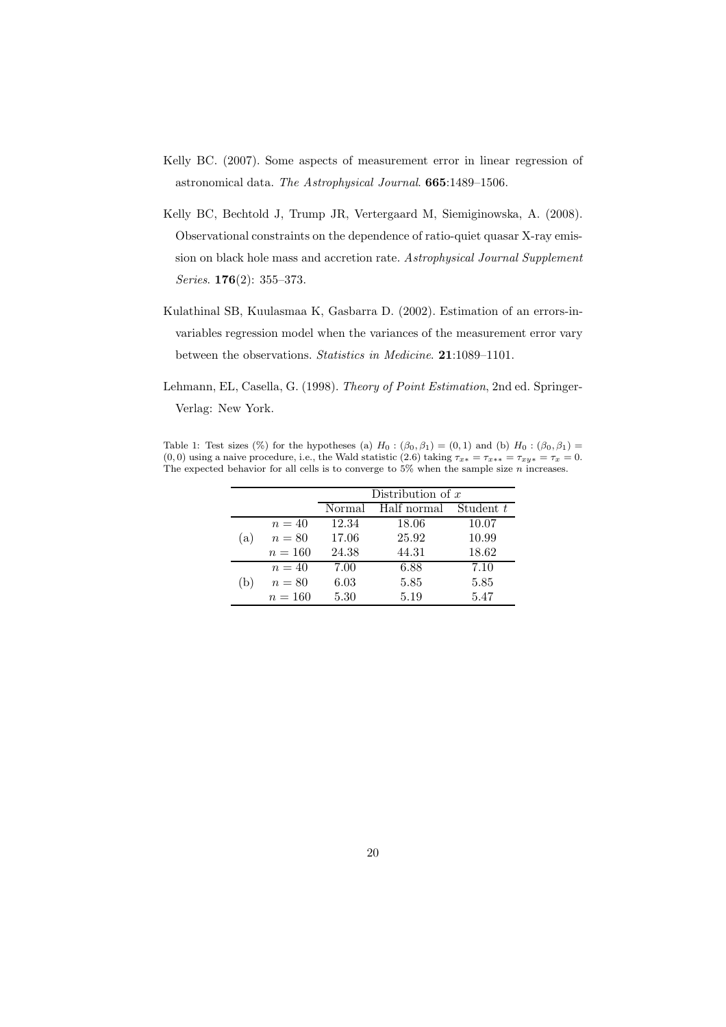Kelly BC. (2007). Some aspects of measurement error in linear regression of astronomical data. *The Astrophysical Journal*. **665**:1489–1506.

Kelly BC, Bechtold J, Trump JR, Vertergaard M, Siemiginowska, A. (2008). Observational constraints on the dependence of ratio-quiet quasar X-ray emission on black hole mass and accretion rate. *Astrophysical Journal Supplement Series*. **176**(2): 355–373.

Kulathinal SB, Kuulasmaa K, Gasbarra D. (2002). Estimation of an errors-in-variables regression model when the variances of the measurement error vary between the observations. *Statistics in Medicine*. **21**:1089–1101.

Lehmann, EL, Casella, G. (1998). *Theory of Point Estimation*, 2nd ed. Springer-Verlag: New York.

Table 1: Test sizes (%) for the hypotheses (a) $H_0 : (\beta_0, \beta_1) = (0, 1)$ and (b) $H_0 : (\beta_0, \beta_1) = (0, 0)$ using a naive procedure, i.e., the Wald statistic (2.6) taking $\tau_{x*} = \tau_{x**} = \tau_{xy*} = \tau_x = 0$. The expected behavior for all cells is to converge to 5% when the sample size $n$ increases.

| | | Distribution of $x$ | | |
|---|---|---|---|---|
| | | Normal | Half normal | Student $t$ |
| (a) | $n = 40$ | 12.34 | 18.06 | 10.07 |
| | $n = 80$ | 17.06 | 25.92 | 10.99 |
| | $n = 160$ | 24.38 | 44.31 | 18.62 |
| (b) | $n = 40$ | 7.00 | 6.88 | 7.10 |
| | $n = 80$ | 6.03 | 5.85 | 5.85 |
| | $n = 160$ | 5.30 | 5.19 | 5.47 |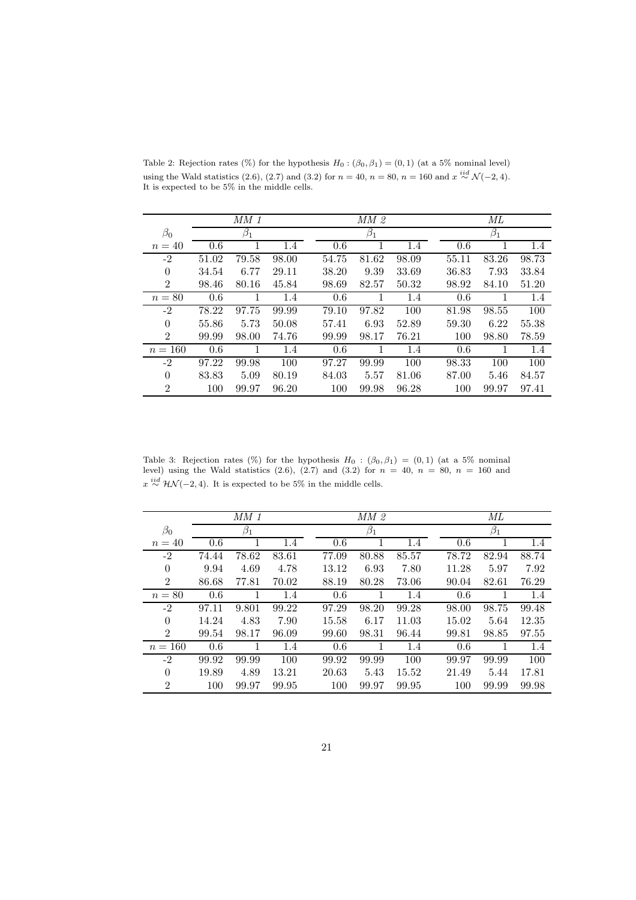Table 2: Rejection rates (%) for the hypothesis $H_0 : (\beta_0, \beta_1) = (0, 1)$ (at a 5% nominal level) using the Wald statistics (2.6), (2.7) and (3.2) for $n = 40$, $n = 80$, $n = 160$ and $x \overset{iid}{\sim} \mathcal{N}(-2, 4)$. It is expected to be 5% in the middle cells.

| | *MM 1* | | | *MM 2* | | | *ML* | | |
|---|---|---|---|---|---|---|---|---|---|
| $\beta_0$ | $\beta_1$ | | | $\beta_1$ | | | $\beta_1$ | | |
| $n = 40$ | 0.6 | 1 | 1.4 | 0.6 | 1 | 1.4 | 0.6 | 1 | 1.4 |
| -2 | 51.02 | 79.58 | 98.00 | 54.75 | 81.62 | 98.09 | 55.11 | 83.26 | 98.73 |
| 0 | 34.54 | 6.77 | 29.11 | 38.20 | 9.39 | 33.69 | 36.83 | 7.93 | 33.84 |
| 2 | 98.46 | 80.16 | 45.84 | 98.69 | 82.57 | 50.32 | 98.92 | 84.10 | 51.20 |
| $n = 80$ | 0.6 | 1 | 1.4 | 0.6 | 1 | 1.4 | 0.6 | 1 | 1.4 |
| -2 | 78.22 | 97.75 | 99.99 | 79.10 | 97.82 | 100 | 81.98 | 98.55 | 100 |
| 0 | 55.86 | 5.73 | 50.08 | 57.41 | 6.93 | 52.89 | 59.30 | 6.22 | 55.38 |
| 2 | 99.99 | 98.00 | 74.76 | 99.99 | 98.17 | 76.21 | 100 | 98.80 | 78.59 |
| $n = 160$ | 0.6 | 1 | 1.4 | 0.6 | 1 | 1.4 | 0.6 | 1 | 1.4 |
| -2 | 97.22 | 99.98 | 100 | 97.27 | 99.99 | 100 | 98.33 | 100 | 100 |
| 0 | 83.83 | 5.09 | 80.19 | 84.03 | 5.57 | 81.06 | 87.00 | 5.46 | 84.57 |
| 2 | 100 | 99.97 | 96.20 | 100 | 99.98 | 96.28 | 100 | 99.97 | 97.41 |

Table 3: Rejection rates (%) for the hypothesis $H_0 : (\beta_0, \beta_1) = (0, 1)$ (at a 5% nominal level) using the Wald statistics (2.6), (2.7) and (3.2) for $n = 40$, $n = 80$, $n = 160$ and $x \overset{iid}{\sim} \mathcal{HN}(-2, 4)$. It is expected to be 5% in the middle cells.

| | *MM 1* | | | *MM 2* | | | *ML* | | |
|---|---|---|---|---|---|---|---|---|---|
| $\beta_0$ | $\beta_1$ | | | $\beta_1$ | | | $\beta_1$ | | |
| $n = 40$ | 0.6 | 1 | 1.4 | 0.6 | 1 | 1.4 | 0.6 | 1 | 1.4 |
| -2 | 74.44 | 78.62 | 83.61 | 77.09 | 80.88 | 85.57 | 78.72 | 82.94 | 88.74 |
| 0 | 9.94 | 4.69 | 4.78 | 13.12 | 6.93 | 7.80 | 11.28 | 5.97 | 7.92 |
| 2 | 86.68 | 77.81 | 70.02 | 88.19 | 80.28 | 73.06 | 90.04 | 82.61 | 76.29 |
| $n = 80$ | 0.6 | 1 | 1.4 | 0.6 | 1 | 1.4 | 0.6 | 1 | 1.4 |
| -2 | 97.11 | 9.801 | 99.22 | 97.29 | 98.20 | 99.28 | 98.00 | 98.75 | 99.48 |
| 0 | 14.24 | 4.83 | 7.90 | 15.58 | 6.17 | 11.03 | 15.02 | 5.64 | 12.35 |
| 2 | 99.54 | 98.17 | 96.09 | 99.60 | 98.31 | 96.44 | 99.81 | 98.85 | 97.55 |
| $n = 160$ | 0.6 | 1 | 1.4 | 0.6 | 1 | 1.4 | 0.6 | 1 | 1.4 |
| -2 | 99.92 | 99.99 | 100 | 99.92 | 99.99 | 100 | 99.97 | 99.99 | 100 |
| 0 | 19.89 | 4.89 | 13.21 | 20.63 | 5.43 | 15.52 | 21.49 | 5.44 | 17.81 |
| 2 | 100 | 99.97 | 99.95 | 100 | 99.97 | 99.95 | 100 | 99.99 | 99.98 |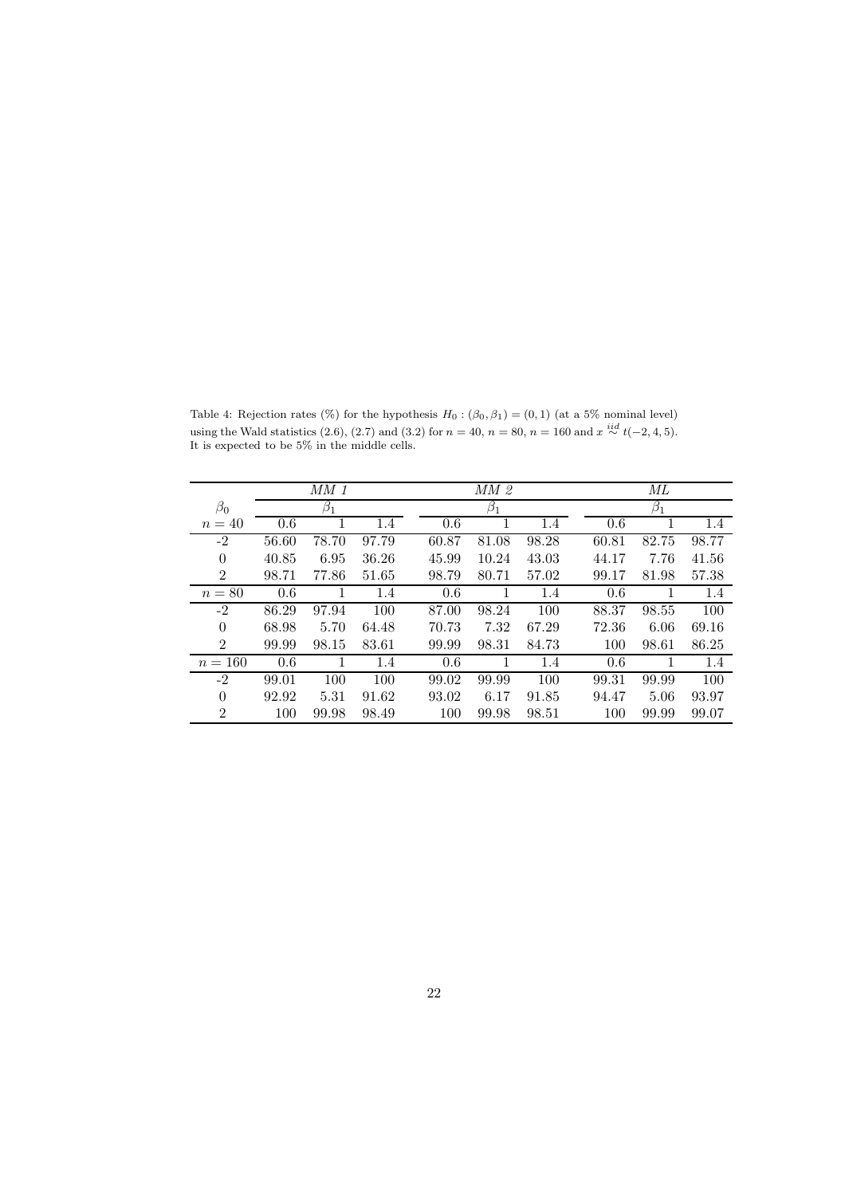Table 4: Rejection rates (%) for the hypothesis $H_0 : (\beta_0, \beta_1) = (0, 1)$ (at a 5% nominal level) using the Wald statistics (2.6), (2.7) and (3.2) for $n = 40$, $n = 80$, $n = 160$ and $x \overset{iid}{\sim} t(-2, 4, 5)$. It is expected to be 5% in the middle cells.

| | *MM 1* | | | *MM 2* | | | *ML* | | |
|---|---|---|---|---|---|---|---|---|---|
| $\beta_0$ | $\beta_1$ | | | $\beta_1$ | | | $\beta_1$ | | |
| $n = 40$ | 0.6 | 1 | 1.4 | 0.6 | 1 | 1.4 | 0.6 | 1 | 1.4 |
| -2 | 56.60 | 78.70 | 97.79 | 60.87 | 81.08 | 98.28 | 60.81 | 82.75 | 98.77 |
| 0 | 40.85 | 6.95 | 36.26 | 45.99 | 10.24 | 43.03 | 44.17 | 7.76 | 41.56 |
| 2 | 98.71 | 77.86 | 51.65 | 98.79 | 80.71 | 57.02 | 99.17 | 81.98 | 57.38 |
| $n = 80$ | 0.6 | 1 | 1.4 | 0.6 | 1 | 1.4 | 0.6 | 1 | 1.4 |
| -2 | 86.29 | 97.94 | 100 | 87.00 | 98.24 | 100 | 88.37 | 98.55 | 100 |
| 0 | 68.98 | 5.70 | 64.48 | 70.73 | 7.32 | 67.29 | 72.36 | 6.06 | 69.16 |
| 2 | 99.99 | 98.15 | 83.61 | 99.99 | 98.31 | 84.73 | 100 | 98.61 | 86.25 |
| $n = 160$ | 0.6 | 1 | 1.4 | 0.6 | 1 | 1.4 | 0.6 | 1 | 1.4 |
| -2 | 99.01 | 100 | 100 | 99.02 | 99.99 | 100 | 99.31 | 99.99 | 100 |
| 0 | 92.92 | 5.31 | 91.62 | 93.02 | 6.17 | 91.85 | 94.47 | 5.06 | 93.97 |
| 2 | 100 | 99.98 | 98.49 | 100 | 99.98 | 98.51 | 100 | 99.99 | 99.07 |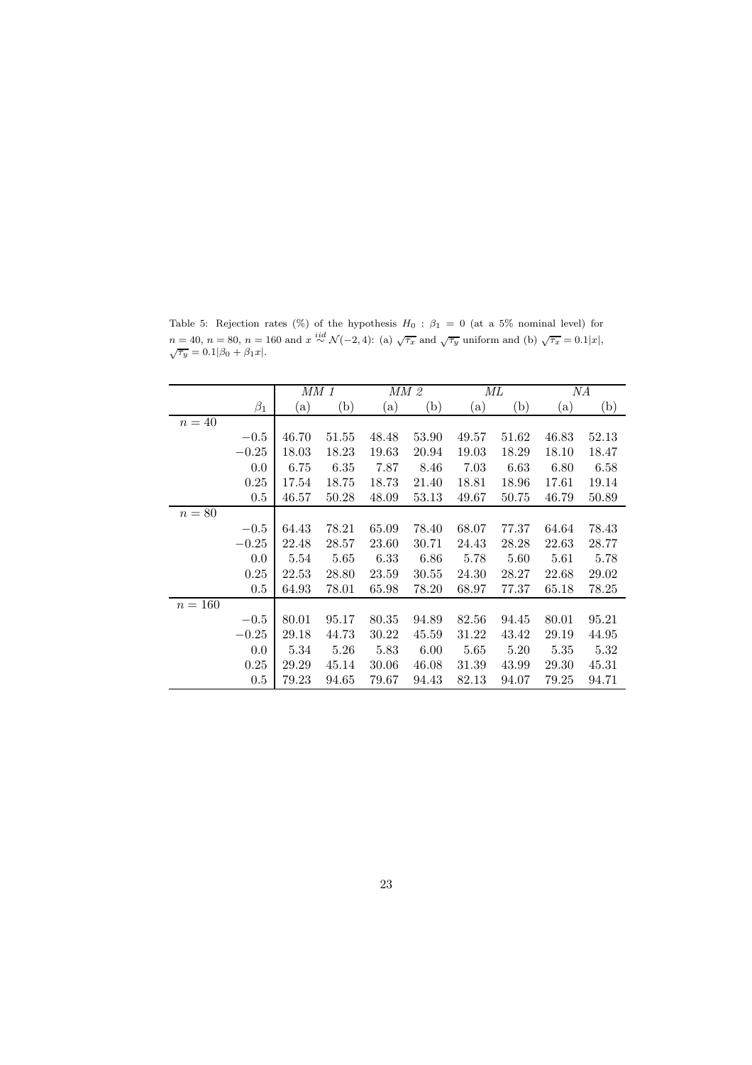Table 5: Rejection rates (%) of the hypothesis $H_0 : \beta_1 = 0$ (at a 5% nominal level) for $n = 40$, $n = 80$, $n = 160$ and $x \stackrel{iid}{\sim} \mathcal{N}(-2, 4)$: (a) $\sqrt{\tau_x}$ and $\sqrt{\tau_y}$ uniform and (b) $\sqrt{\tau_x} = 0.1|x|$, $\sqrt{\tau_y} = 0.1|\beta_0 + \beta_1 x|$.

| | | *MM 1* | | *MM 2* | | *ML* | | *NA* | |
|---|---|---|---|---|---|---|---|---|---|
| | $\beta_1$ | (a) | (b) | (a) | (b) | (a) | (b) | (a) | (b) |
| $n = 40$ | | | | | | | | | |
| | $-0.5$ | 46.70 | 51.55 | 48.48 | 53.90 | 49.57 | 51.62 | 46.83 | 52.13 |
| | $-0.25$ | 18.03 | 18.23 | 19.63 | 20.94 | 19.03 | 18.29 | 18.10 | 18.47 |
| | 0.0 | 6.75 | 6.35 | 7.87 | 8.46 | 7.03 | 6.63 | 6.80 | 6.58 |
| | 0.25 | 17.54 | 18.75 | 18.73 | 21.40 | 18.81 | 18.96 | 17.61 | 19.14 |
| | 0.5 | 46.57 | 50.28 | 48.09 | 53.13 | 49.67 | 50.75 | 46.79 | 50.89 |
| $n = 80$ | | | | | | | | | |
| | $-0.5$ | 64.43 | 78.21 | 65.09 | 78.40 | 68.07 | 77.37 | 64.64 | 78.43 |
| | $-0.25$ | 22.48 | 28.57 | 23.60 | 30.71 | 24.43 | 28.28 | 22.63 | 28.77 |
| | 0.0 | 5.54 | 5.65 | 6.33 | 6.86 | 5.78 | 5.60 | 5.61 | 5.78 |
| | 0.25 | 22.53 | 28.80 | 23.59 | 30.55 | 24.30 | 28.27 | 22.68 | 29.02 |
| | 0.5 | 64.93 | 78.01 | 65.98 | 78.20 | 68.97 | 77.37 | 65.18 | 78.25 |
| $n = 160$ | | | | | | | | | |
| | $-0.5$ | 80.01 | 95.17 | 80.35 | 94.89 | 82.56 | 94.45 | 80.01 | 95.21 |
| | $-0.25$ | 29.18 | 44.73 | 30.22 | 45.59 | 31.22 | 43.42 | 29.19 | 44.95 |
| | 0.0 | 5.34 | 5.26 | 5.83 | 6.00 | 5.65 | 5.20 | 5.35 | 5.32 |
| | 0.25 | 29.29 | 45.14 | 30.06 | 46.08 | 31.39 | 43.99 | 29.30 | 45.31 |
| | 0.5 | 79.23 | 94.65 | 79.67 | 94.43 | 82.13 | 94.07 | 79.25 | 94.71 |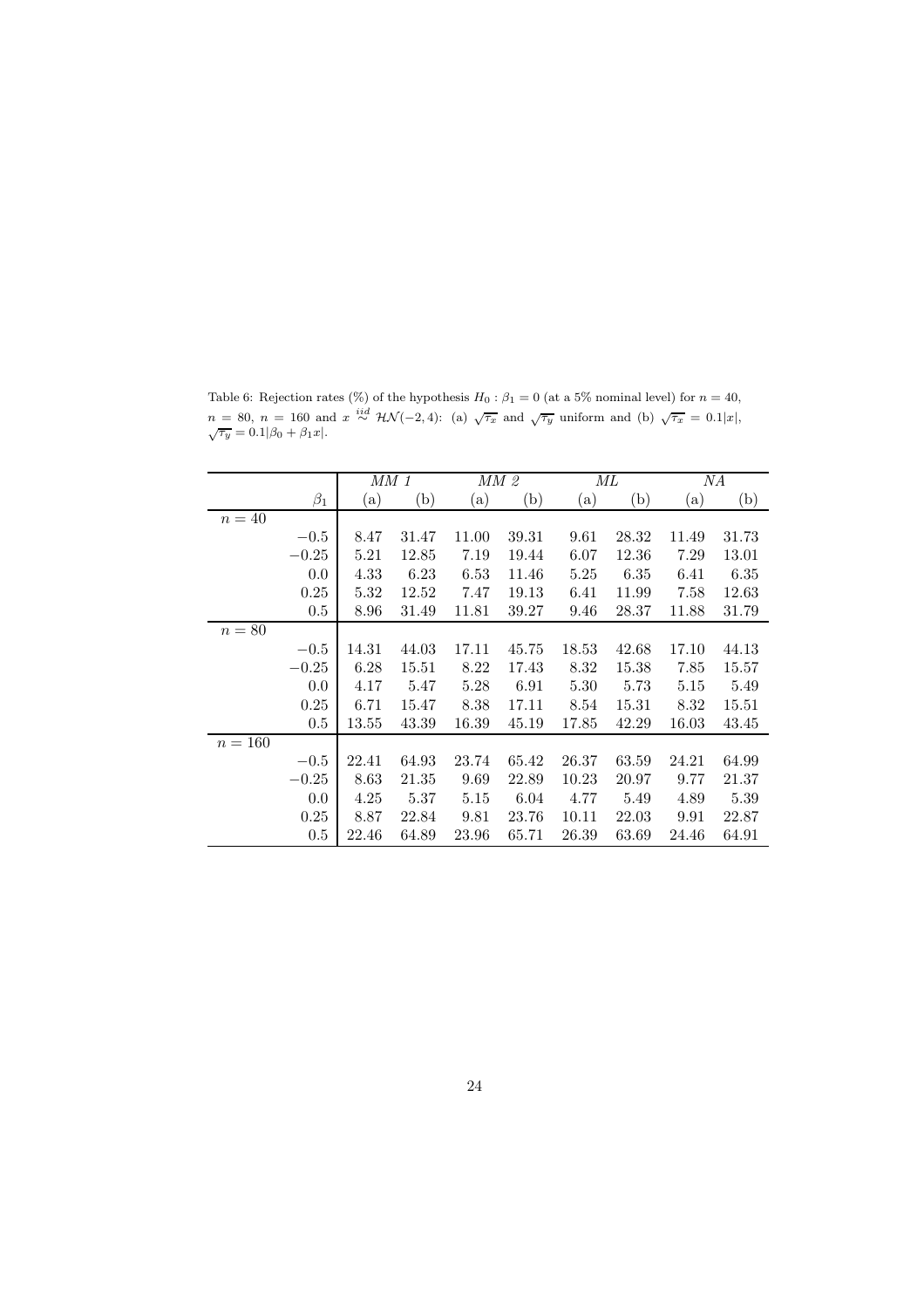Table 6: Rejection rates (%) of the hypothesis $H_0 : \beta_1 = 0$ (at a 5% nominal level) for $n = 40$, $n = 80$, $n = 160$ and $x \overset{iid}{\sim} \mathcal{HN}(-2, 4)$: (a) $\sqrt{\tau_x}$ and $\sqrt{\tau_y}$ uniform and (b) $\sqrt{\tau_x} = 0.1|x|$, $\sqrt{\tau_y} = 0.1|\beta_0 + \beta_1 x|$.

| | $\beta_1$ | *MM 1* (a) | *MM 1* (b) | *MM 2* (a) | *MM 2* (b) | *ML* (a) | *ML* (b) | *NA* (a) | *NA* (b) |
|---|---|---|---|---|---|---|---|---|---|
| $n = 40$ | | | | | | | | | |
| | $-0.5$ | 8.47 | 31.47 | 11.00 | 39.31 | 9.61 | 28.32 | 11.49 | 31.73 |
| | $-0.25$ | 5.21 | 12.85 | 7.19 | 19.44 | 6.07 | 12.36 | 7.29 | 13.01 |
| | 0.0 | 4.33 | 6.23 | 6.53 | 11.46 | 5.25 | 6.35 | 6.41 | 6.35 |
| | 0.25 | 5.32 | 12.52 | 7.47 | 19.13 | 6.41 | 11.99 | 7.58 | 12.63 |
| | 0.5 | 8.96 | 31.49 | 11.81 | 39.27 | 9.46 | 28.37 | 11.88 | 31.79 |
| $n = 80$ | | | | | | | | | |
| | $-0.5$ | 14.31 | 44.03 | 17.11 | 45.75 | 18.53 | 42.68 | 17.10 | 44.13 |
| | $-0.25$ | 6.28 | 15.51 | 8.22 | 17.43 | 8.32 | 15.38 | 7.85 | 15.57 |
| | 0.0 | 4.17 | 5.47 | 5.28 | 6.91 | 5.30 | 5.73 | 5.15 | 5.49 |
| | 0.25 | 6.71 | 15.47 | 8.38 | 17.11 | 8.54 | 15.31 | 8.32 | 15.51 |
| | 0.5 | 13.55 | 43.39 | 16.39 | 45.19 | 17.85 | 42.29 | 16.03 | 43.45 |
| $n = 160$ | | | | | | | | | |
| | $-0.5$ | 22.41 | 64.93 | 23.74 | 65.42 | 26.37 | 63.59 | 24.21 | 64.99 |
| | $-0.25$ | 8.63 | 21.35 | 9.69 | 22.89 | 10.23 | 20.97 | 9.77 | 21.37 |
| | 0.0 | 4.25 | 5.37 | 5.15 | 6.04 | 4.77 | 5.49 | 4.89 | 5.39 |
| | 0.25 | 8.87 | 22.84 | 9.81 | 23.76 | 10.11 | 22.03 | 9.91 | 22.87 |
| | 0.5 | 22.46 | 64.89 | 23.96 | 65.71 | 26.39 | 63.69 | 24.46 | 64.91 |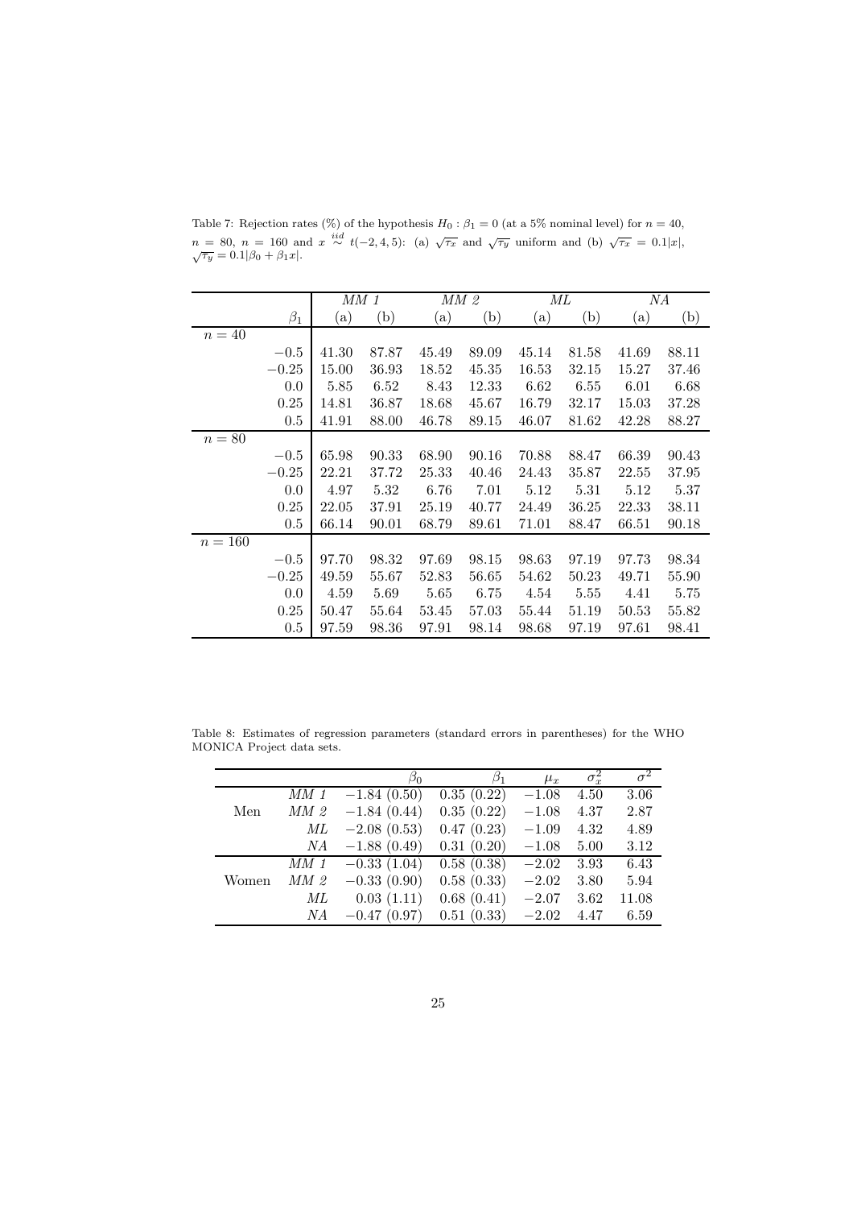Table 7: Rejection rates (%) of the hypothesis $H_0 : \beta_1 = 0$ (at a 5% nominal level) for $n = 40$, $n = 80$, $n = 160$ and $x \overset{iid}{\sim} t(-2, 4, 5)$: (a) $\sqrt{\tau_x}$ and $\sqrt{\tau_y}$ uniform and (b) $\sqrt{\tau_x} = 0.1|x|$, $\sqrt{\tau_y} = 0.1|\beta_0 + \beta_1 x|$.

| | $\beta_1$ | *MM 1* (a) | *MM 1* (b) | *MM 2* (a) | *MM 2* (b) | *ML* (a) | *ML* (b) | *NA* (a) | *NA* (b) |
|---|---|---|---|---|---|---|---|---|---|
| $n = 40$ | | | | | | | | | |
| | $-0.5$ | 41.30 | 87.87 | 45.49 | 89.09 | 45.14 | 81.58 | 41.69 | 88.11 |
| | $-0.25$ | 15.00 | 36.93 | 18.52 | 45.35 | 16.53 | 32.15 | 15.27 | 37.46 |
| | 0.0 | 5.85 | 6.52 | 8.43 | 12.33 | 6.62 | 6.55 | 6.01 | 6.68 |
| | 0.25 | 14.81 | 36.87 | 18.68 | 45.67 | 16.79 | 32.17 | 15.03 | 37.28 |
| | 0.5 | 41.91 | 88.00 | 46.78 | 89.15 | 46.07 | 81.62 | 42.28 | 88.27 |
| $n = 80$ | | | | | | | | | |
| | $-0.5$ | 65.98 | 90.33 | 68.90 | 90.16 | 70.88 | 88.47 | 66.39 | 90.43 |
| | $-0.25$ | 22.21 | 37.72 | 25.33 | 40.46 | 24.43 | 35.87 | 22.55 | 37.95 |
| | 0.0 | 4.97 | 5.32 | 6.76 | 7.01 | 5.12 | 5.31 | 5.12 | 5.37 |
| | 0.25 | 22.05 | 37.91 | 25.19 | 40.77 | 24.49 | 36.25 | 22.33 | 38.11 |
| | 0.5 | 66.14 | 90.01 | 68.79 | 89.61 | 71.01 | 88.47 | 66.51 | 90.18 |
| $n = 160$ | | | | | | | | | |
| | $-0.5$ | 97.70 | 98.32 | 97.69 | 98.15 | 98.63 | 97.19 | 97.73 | 98.34 |
| | $-0.25$ | 49.59 | 55.67 | 52.83 | 56.65 | 54.62 | 50.23 | 49.71 | 55.90 |
| | 0.0 | 4.59 | 5.69 | 5.65 | 6.75 | 4.54 | 5.55 | 4.41 | 5.75 |
| | 0.25 | 50.47 | 55.64 | 53.45 | 57.03 | 55.44 | 51.19 | 50.53 | 55.82 |
| | 0.5 | 97.59 | 98.36 | 97.91 | 98.14 | 98.68 | 97.19 | 97.61 | 98.41 |

Table 8: Estimates of regression parameters (standard errors in parentheses) for the WHO MONICA Project data sets.

| | | $\beta_0$ | $\beta_1$ | $\mu_x$ | $\sigma_x^2$ | $\sigma^2$ |
|---|---|---|---|---|---|---|
| Men | *MM 1* | $-1.84$ (0.50) | 0.35 (0.22) | $-1.08$ | 4.50 | 3.06 |
| | *MM 2* | $-1.84$ (0.44) | 0.35 (0.22) | $-1.08$ | 4.37 | 2.87 |
| | *ML* | $-2.08$ (0.53) | 0.47 (0.23) | $-1.09$ | 4.32 | 4.89 |
| | *NA* | $-1.88$ (0.49) | 0.31 (0.20) | $-1.08$ | 5.00 | 3.12 |
| Women | *MM 1* | $-0.33$ (1.04) | 0.58 (0.38) | $-2.02$ | 3.93 | 6.43 |
| | *MM 2* | $-0.33$ (0.90) | 0.58 (0.33) | $-2.02$ | 3.80 | 5.94 |
| | *ML* | 0.03 (1.11) | 0.68 (0.41) | $-2.07$ | 3.62 | 11.08 |
| | *NA* | $-0.47$ (0.97) | 0.51 (0.33) | $-2.02$ | 4.47 | 6.59 |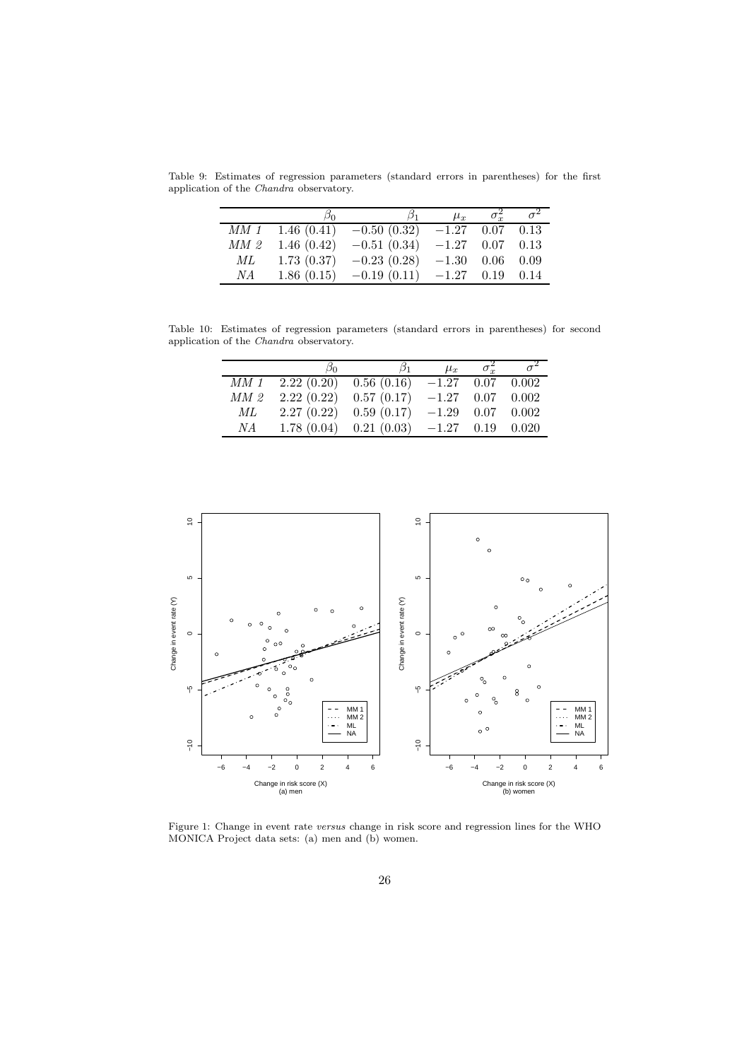Table 9: Estimates of regression parameters (standard errors in parentheses) for the first application of the *Chandra* observatory.

| | $\beta_0$ | $\beta_1$ | $\mu_x$ | $\sigma_x^2$ | $\sigma^2$ |
|---|---|---|---|---|---|
| *MM 1* | 1.46 (0.41) | $-0.50$ (0.32) | $-1.27$ | 0.07 | 0.13 |
| *MM 2* | 1.46 (0.42) | $-0.51$ (0.34) | $-1.27$ | 0.07 | 0.13 |
| *ML* | 1.73 (0.37) | $-0.23$ (0.28) | $-1.30$ | 0.06 | 0.09 |
| *NA* | 1.86 (0.15) | $-0.19$ (0.11) | $-1.27$ | 0.19 | 0.14 |

Table 10: Estimates of regression parameters (standard errors in parentheses) for second application of the *Chandra* observatory.

| | $\beta_0$ | $\beta_1$ | $\mu_x$ | $\sigma_x^2$ | $\sigma^2$ |
|---|---|---|---|---|---|
| *MM 1* | 2.22 (0.20) | 0.56 (0.16) | $-1.27$ | 0.07 | 0.002 |
| *MM 2* | 2.22 (0.22) | 0.57 (0.17) | $-1.27$ | 0.07 | 0.002 |
| *ML* | 2.27 (0.22) | 0.59 (0.17) | $-1.29$ | 0.07 | 0.002 |
| *NA* | 1.78 (0.04) | 0.21 (0.03) | $-1.27$ | 0.19 | 0.020 |

Figure 1: Change in event rate *versus* change in risk score and regression lines for the WHO MONICA Project data sets: (a) men and (b) women.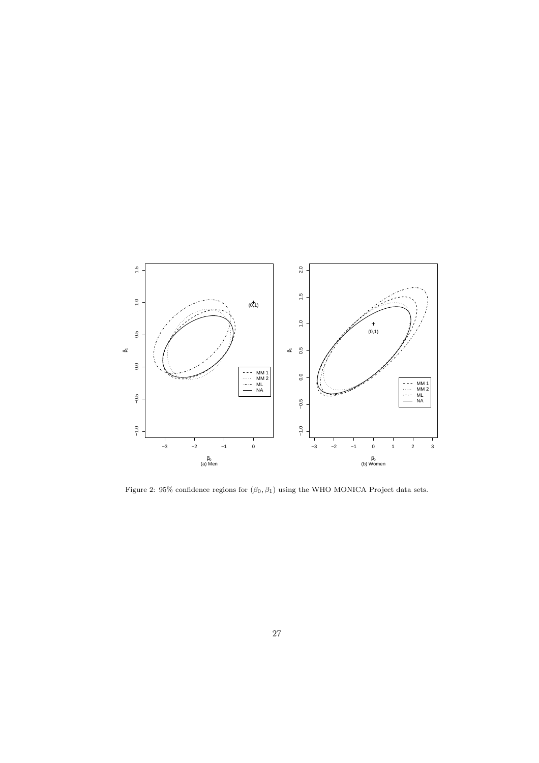Figure 2: 95% confidence regions for $(\beta_0, \beta_1)$ using the WHO MONICA Project data sets.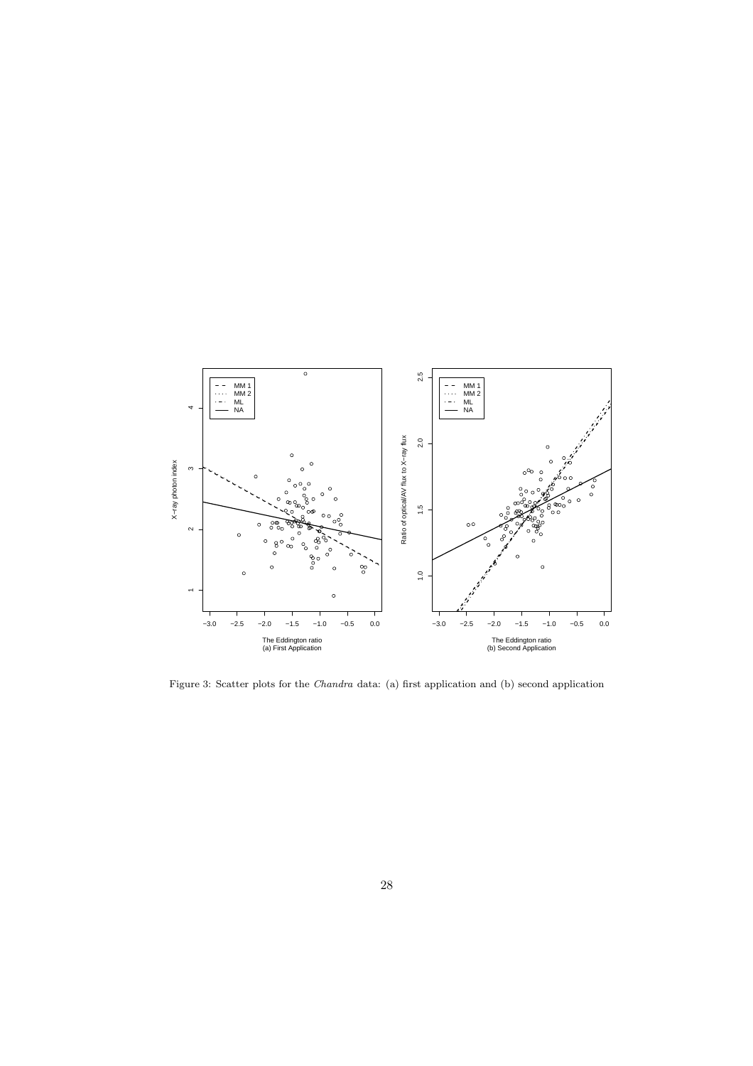Figure 3: Scatter plots for the *Chandra* data: (a) first application and (b) second application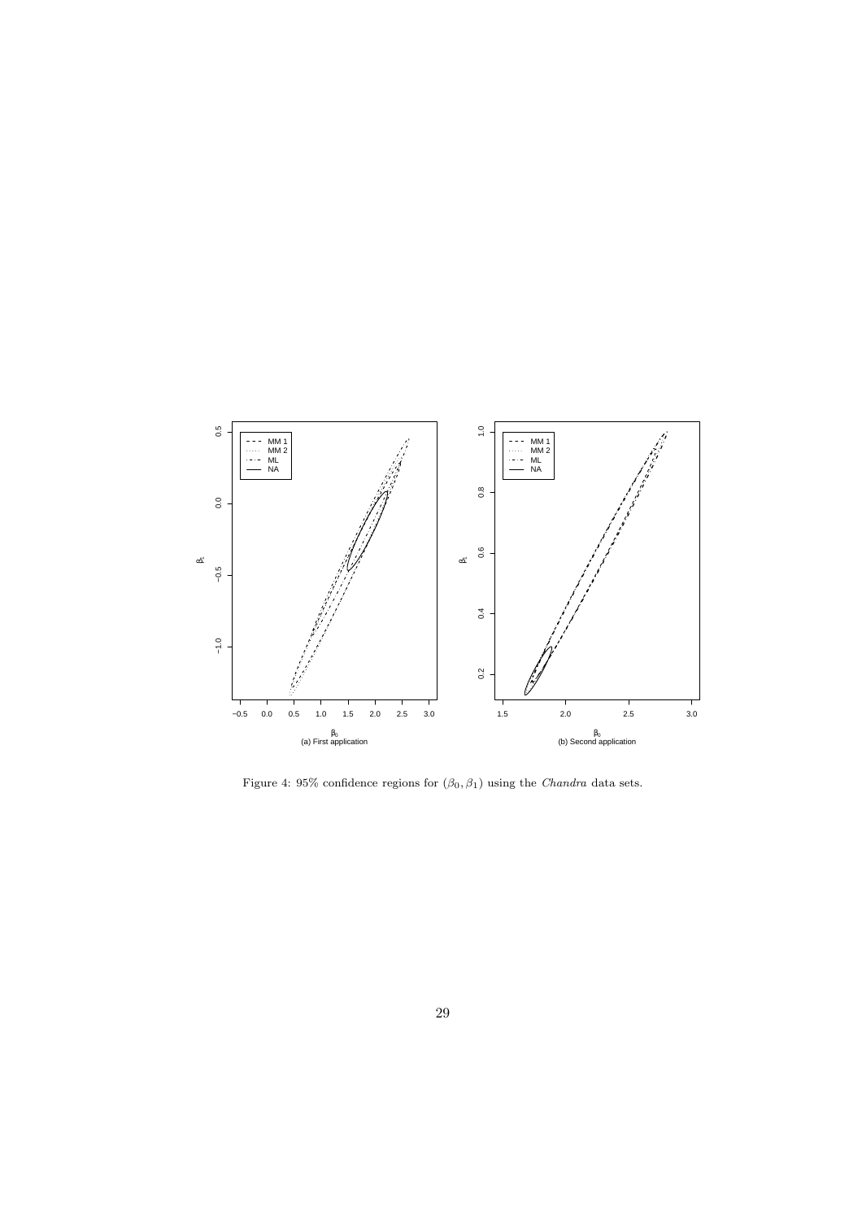MM 1
MM 2
ML
NA

0.5
0.0
−0.5
−1.0

$\beta_1$

−0.5 0.0 0.5 1.0 1.5 2.0 2.5 3.0

$\beta_0$

(a) First application

MM 1
MM 2
ML
NA

1.0
0.8
0.6
0.4
0.2

$\beta_1$

1.5 2.0 2.5 3.0

$\beta_0$

(b) Second application

Figure 4: 95% confidence regions for $(\beta_0, \beta_1)$ using the *Chandra* data sets.